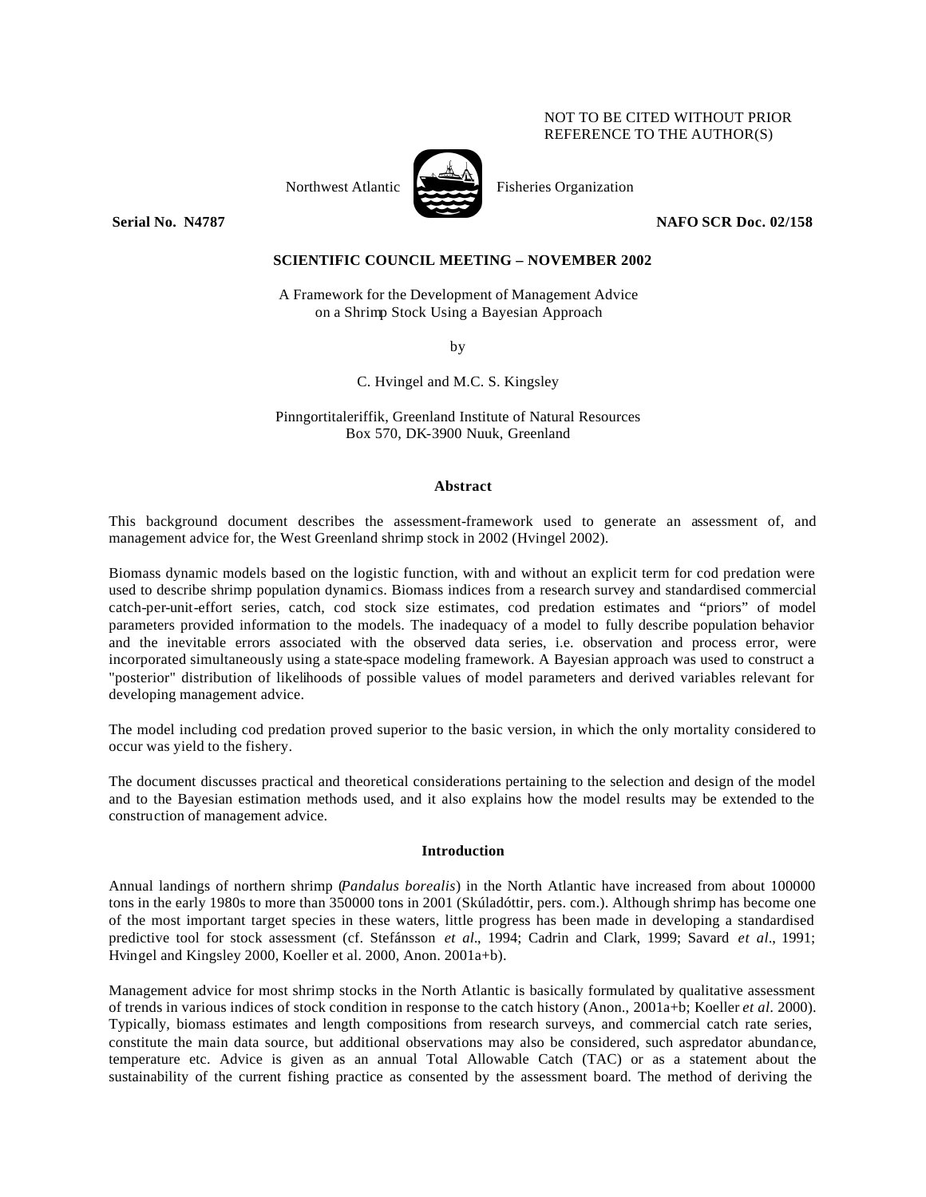NOT TO BE CITED WITHOUT PRIOR REFERENCE TO THE AUTHOR(S)

Northwest Atlantic Fisheries Organization

**Serial No. N4787** **NAFO SCR Doc. 02/158**

**SCIENTIFIC COUNCIL MEETING – NOVEMBER 2002**

A Framework for the Development of Management Advice on a Shrimp Stock Using a Bayesian Approach

by

C. Hvingel and M.C. S. Kingsley

Pinngortitaleriffik, Greenland Institute of Natural Resources
Box 570, DK-3900 Nuuk, Greenland

## Abstract

This background document describes the assessment-framework used to generate an assessment of, and management advice for, the West Greenland shrimp stock in 2002 (Hvingel 2002).

Biomass dynamic models based on the logistic function, with and without an explicit term for cod predation were used to describe shrimp population dynamics. Biomass indices from a research survey and standardised commercial catch-per-unit-effort series, catch, cod stock size estimates, cod predation estimates and "priors" of model parameters provided information to the models. The inadequacy of a model to fully describe population behavior and the inevitable errors associated with the observed data series, i.e. observation and process error, were incorporated simultaneously using a state-space modeling framework. A Bayesian approach was used to construct a "posterior" distribution of likelihoods of possible values of model parameters and derived variables relevant for developing management advice.

The model including cod predation proved superior to the basic version, in which the only mortality considered to occur was yield to the fishery.

The document discusses practical and theoretical considerations pertaining to the selection and design of the model and to the Bayesian estimation methods used, and it also explains how the model results may be extended to the construction of management advice.

## Introduction

Annual landings of northern shrimp (*Pandalus borealis*) in the North Atlantic have increased from about 100000 tons in the early 1980s to more than 350000 tons in 2001 (Skúladóttir, pers. com.). Although shrimp has become one of the most important target species in these waters, little progress has been made in developing a standardised predictive tool for stock assessment (cf. Stefánsson *et al*., 1994; Cadrin and Clark, 1999; Savard *et al*., 1991; Hvingel and Kingsley 2000, Koeller et al. 2000, Anon. 2001a+b).

Management advice for most shrimp stocks in the North Atlantic is basically formulated by qualitative assessment of trends in various indices of stock condition in response to the catch history (Anon., 2001a+b; Koeller *et al*. 2000). Typically, biomass estimates and length compositions from research surveys, and commercial catch rate series, constitute the main data source, but additional observations may also be considered, such aspredator abundance, temperature etc. Advice is given as an annual Total Allowable Catch (TAC) or as a statement about the sustainability of the current fishing practice as consented by the assessment board. The method of deriving the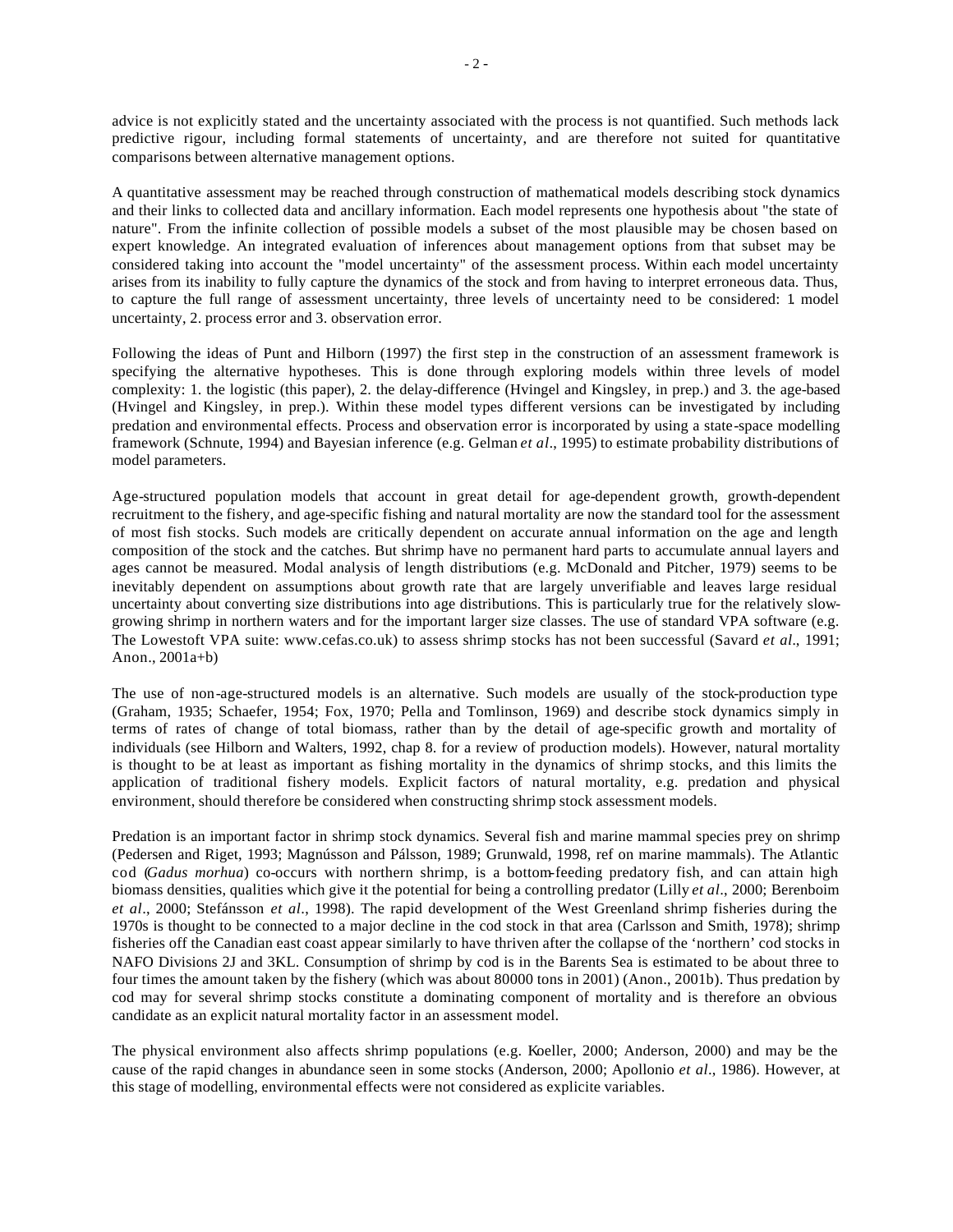advice is not explicitly stated and the uncertainty associated with the process is not quantified. Such methods lack predictive rigour, including formal statements of uncertainty, and are therefore not suited for quantitative comparisons between alternative management options.

A quantitative assessment may be reached through construction of mathematical models describing stock dynamics and their links to collected data and ancillary information. Each model represents one hypothesis about "the state of nature". From the infinite collection of possible models a subset of the most plausible may be chosen based on expert knowledge. An integrated evaluation of inferences about management options from that subset may be considered taking into account the "model uncertainty" of the assessment process. Within each model uncertainty arises from its inability to fully capture the dynamics of the stock and from having to interpret erroneous data. Thus, to capture the full range of assessment uncertainty, three levels of uncertainty need to be considered: 1. model uncertainty, 2. process error and 3. observation error.

Following the ideas of Punt and Hilborn (1997) the first step in the construction of an assessment framework is specifying the alternative hypotheses. This is done through exploring models within three levels of model complexity: 1. the logistic (this paper), 2. the delay-difference (Hvingel and Kingsley, in prep.) and 3. the age-based (Hvingel and Kingsley, in prep.). Within these model types different versions can be investigated by including predation and environmental effects. Process and observation error is incorporated by using a state-space modelling framework (Schnute, 1994) and Bayesian inference (e.g. Gelman *et al*., 1995) to estimate probability distributions of model parameters.

Age-structured population models that account in great detail for age-dependent growth, growth-dependent recruitment to the fishery, and age-specific fishing and natural mortality are now the standard tool for the assessment of most fish stocks. Such models are critically dependent on accurate annual information on the age and length composition of the stock and the catches. But shrimp have no permanent hard parts to accumulate annual layers and ages cannot be measured. Modal analysis of length distributions (e.g. McDonald and Pitcher, 1979) seems to be inevitably dependent on assumptions about growth rate that are largely unverifiable and leaves large residual uncertainty about converting size distributions into age distributions. This is particularly true for the relatively slow-growing shrimp in northern waters and for the important larger size classes. The use of standard VPA software (e.g. The Lowestoft VPA suite: www.cefas.co.uk) to assess shrimp stocks has not been successful (Savard *et al*., 1991; Anon., 2001a+b)

The use of non-age-structured models is an alternative. Such models are usually of the stock-production type (Graham, 1935; Schaefer, 1954; Fox, 1970; Pella and Tomlinson, 1969) and describe stock dynamics simply in terms of rates of change of total biomass, rather than by the detail of age-specific growth and mortality of individuals (see Hilborn and Walters, 1992, chap 8. for a review of production models). However, natural mortality is thought to be at least as important as fishing mortality in the dynamics of shrimp stocks, and this limits the application of traditional fishery models. Explicit factors of natural mortality, e.g. predation and physical environment, should therefore be considered when constructing shrimp stock assessment models.

Predation is an important factor in shrimp stock dynamics. Several fish and marine mammal species prey on shrimp (Pedersen and Riget, 1993; Magnússon and Pálsson, 1989; Grunwald, 1998, ref on marine mammals). The Atlantic cod (*Gadus morhua*) co-occurs with northern shrimp, is a bottom-feeding predatory fish, and can attain high biomass densities, qualities which give it the potential for being a controlling predator (Lilly *et al*., 2000; Berenboim *et al*., 2000; Stefánsson *et al*., 1998). The rapid development of the West Greenland shrimp fisheries during the 1970s is thought to be connected to a major decline in the cod stock in that area (Carlsson and Smith, 1978); shrimp fisheries off the Canadian east coast appear similarly to have thrived after the collapse of the 'northern' cod stocks in NAFO Divisions 2J and 3KL. Consumption of shrimp by cod is in the Barents Sea is estimated to be about three to four times the amount taken by the fishery (which was about 80000 tons in 2001) (Anon., 2001b). Thus predation by cod may for several shrimp stocks constitute a dominating component of mortality and is therefore an obvious candidate as an explicit natural mortality factor in an assessment model.

The physical environment also affects shrimp populations (e.g. Koeller, 2000; Anderson, 2000) and may be the cause of the rapid changes in abundance seen in some stocks (Anderson, 2000; Apollonio *et al*., 1986). However, at this stage of modelling, environmental effects were not considered as explicite variables.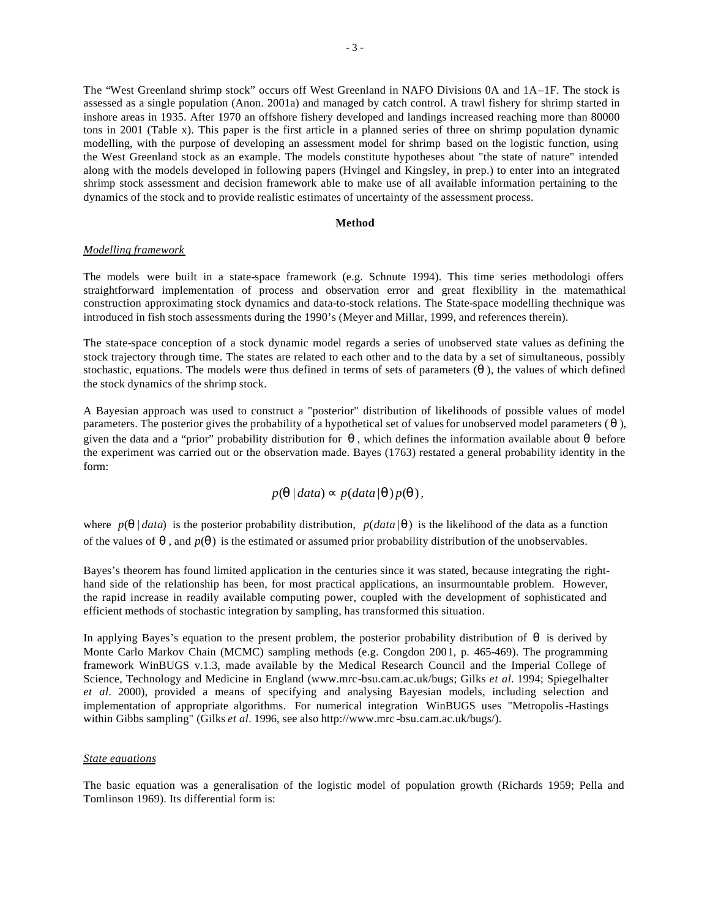The "West Greenland shrimp stock" occurs off West Greenland in NAFO Divisions 0A and 1A–1F. The stock is assessed as a single population (Anon. 2001a) and managed by catch control. A trawl fishery for shrimp started in inshore areas in 1935. After 1970 an offshore fishery developed and landings increased reaching more than 80000 tons in 2001 (Table x). This paper is the first article in a planned series of three on shrimp population dynamic modelling, with the purpose of developing an assessment model for shrimp based on the logistic function, using the West Greenland stock as an example. The models constitute hypotheses about "the state of nature" intended along with the models developed in following papers (Hvingel and Kingsley, in prep.) to enter into an integrated shrimp stock assessment and decision framework able to make use of all available information pertaining to the dynamics of the stock and to provide realistic estimates of uncertainty of the assessment process.

## Method

*Modelling framework*

The models were built in a state-space framework (e.g. Schnute 1994). This time series methodologi offers straightforward implementation of process and observation error and great flexibility in the matemathical construction approximating stock dynamics and data-to-stock relations. The State-space modelling thechnique was introduced in fish stoch assessments during the 1990's (Meyer and Millar, 1999, and references therein).

The state-space conception of a stock dynamic model regards a series of unobserved state values as defining the stock trajectory through time. The states are related to each other and to the data by a set of simultaneous, possibly stochastic, equations. The models were thus defined in terms of sets of parameters ($\theta$), the values of which defined the stock dynamics of the shrimp stock.

A Bayesian approach was used to construct a "posterior" distribution of likelihoods of possible values of model parameters. The posterior gives the probability of a hypothetical set of values for unobserved model parameters ($\theta$), given the data and a "prior" probability distribution for $\theta$, which defines the information available about $\theta$ before the experiment was carried out or the observation made. Bayes (1763) restated a general probability identity in the form:

$$p(\theta \mid data) \propto p(data \mid \theta)\, p(\theta),$$

where $p(\theta \mid data)$ is the posterior probability distribution, $p(data \mid \theta)$ is the likelihood of the data as a function of the values of $\theta$, and $p(\theta)$ is the estimated or assumed prior probability distribution of the unobservables.

Bayes's theorem has found limited application in the centuries since it was stated, because integrating the right-hand side of the relationship has been, for most practical applications, an insurmountable problem. However, the rapid increase in readily available computing power, coupled with the development of sophisticated and efficient methods of stochastic integration by sampling, has transformed this situation.

In applying Bayes's equation to the present problem, the posterior probability distribution of $\theta$ is derived by Monte Carlo Markov Chain (MCMC) sampling methods (e.g. Congdon 2001, p. 465-469). The programming framework WinBUGS v.1.3, made available by the Medical Research Council and the Imperial College of Science, Technology and Medicine in England (www.mrc-bsu.cam.ac.uk/bugs; Gilks *et al*. 1994; Spiegelhalter *et al*. 2000), provided a means of specifying and analysing Bayesian models, including selection and implementation of appropriate algorithms. For numerical integration WinBUGS uses "Metropolis-Hastings within Gibbs sampling" (Gilks *et al*. 1996, see also http://www.mrc-bsu.cam.ac.uk/bugs/).

*State equations*

The basic equation was a generalisation of the logistic model of population growth (Richards 1959; Pella and Tomlinson 1969). Its differential form is: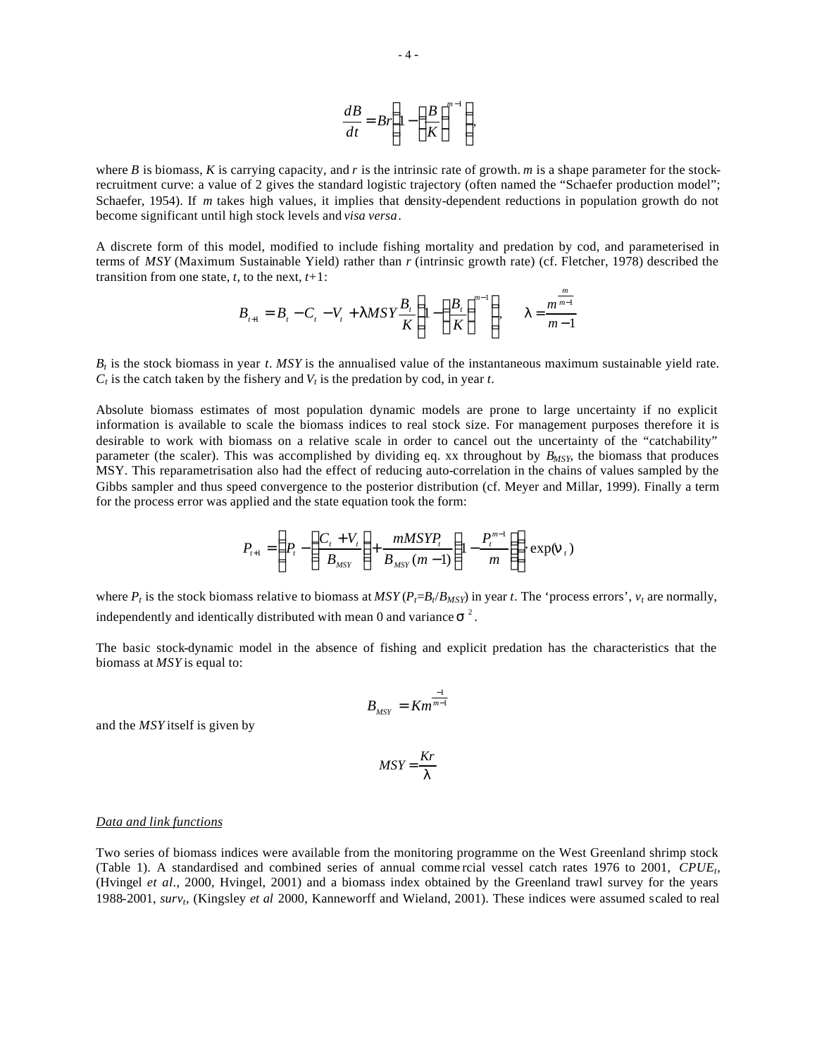$$\frac{dB}{dt} = Br\left(1 - \left(\frac{B}{K}\right)^{m-1}\right),$$

where $B$ is biomass, $K$ is carrying capacity, and $r$ is the intrinsic rate of growth. $m$ is a shape parameter for the stock-recruitment curve: a value of 2 gives the standard logistic trajectory (often named the "Schaefer production model"; Schaefer, 1954). If $m$ takes high values, it implies that density-dependent reductions in population growth do not become significant until high stock levels and *visa versa*.

A discrete form of this model, modified to include fishing mortality and predation by cod, and parameterised in terms of *MSY* (Maximum Sustainable Yield) rather than $r$ (intrinsic growth rate) (cf. Fletcher, 1978) described the transition from one state, $t$, to the next, $t$+1:

$$B_{t+1} = B_t - C_t - V_t + \lambda MSY \frac{B_t}{K}\left(1 - \left(\frac{B_t}{K}\right)^{m-1}\right), \qquad \lambda = \frac{m^{\frac{m}{m-1}}}{m-1}$$

$B_t$ is the stock biomass in year $t$. *MSY* is the annualised value of the instantaneous maximum sustainable yield rate. $C_t$ is the catch taken by the fishery and $V_t$ is the predation by cod, in year $t$.

Absolute biomass estimates of most population dynamic models are prone to large uncertainty if no explicit information is available to scale the biomass indices to real stock size. For management purposes therefore it is desirable to work with biomass on a relative scale in order to cancel out the uncertainty of the "catchability" parameter (the scaler). This was accomplished by dividing eq. xx throughout by $B_{MSY}$, the biomass that produces MSY. This reparametrisation also had the effect of reducing auto-correlation in the chains of values sampled by the Gibbs sampler and thus speed convergence to the posterior distribution (cf. Meyer and Millar, 1999). Finally a term for the process error was applied and the state equation took the form:

$$P_{t+1} = \left(P_t - \left(\frac{C_t + V_t}{B_{MSY}}\right) + \frac{mMSYP_t}{B_{MSY}(m-1)}\left(1 - \frac{P_t^{m-1}}{m}\right)\right) \cdot \exp(\nu_t)$$

where $P_t$ is the stock biomass relative to biomass at *MSY* ($P_t = B_t / B_{MSY}$) in year $t$. The 'process errors', $v_t$ are normally, independently and identically distributed with mean 0 and variance $\sigma^2$.

The basic stock-dynamic model in the absence of fishing and explicit predation has the characteristics that the biomass at *MSY* is equal to:

$$B_{MSY} = Km^{\frac{-1}{m-1}}$$

and the *MSY* itself is given by

$$MSY = \frac{Kr}{\lambda}$$

*Data and link functions*

Two series of biomass indices were available from the monitoring programme on the West Greenland shrimp stock (Table 1). A standardised and combined series of annual commercial vessel catch rates 1976 to 2001, $CPUE_t$, (Hvingel *et al*., 2000, Hvingel, 2001) and a biomass index obtained by the Greenland trawl survey for the years 1988-2001, $surv_t$, (Kingsley *et al* 2000, Kanneworff and Wieland, 2001). These indices were assumed scaled to real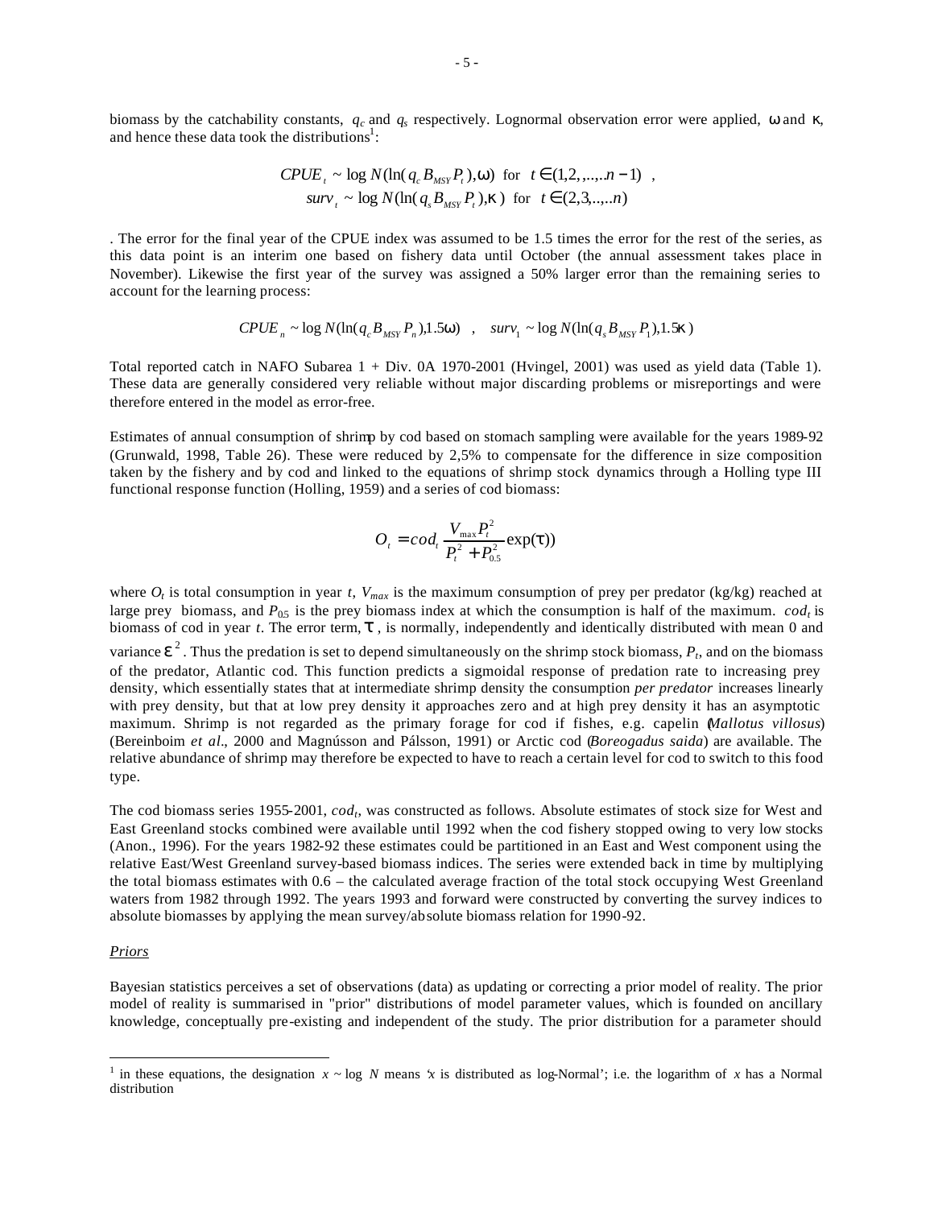biomass by the catchability constants, $q_c$ and $q_s$ respectively. Lognormal observation error were applied, $\omega$ and $\kappa$, and hence these data took the distributions[1]:

$$CPUE_t \sim \log N(\ln(q_c B_{MSY} P_t), \omega) \text{ for } t \in (1,2,...,.n-1) \text{ ,}$$
$$surv_t \sim \log N(\ln(q_s B_{MSY} P_t), \kappa) \text{ for } t \in (2,3,...,.n)$$

. The error for the final year of the CPUE index was assumed to be 1.5 times the error for the rest of the series, as this data point is an interim one based on fishery data until October (the annual assessment takes place in November). Likewise the first year of the survey was assigned a 50% larger error than the remaining series to account for the learning process:

$$CPUE_n \sim \log N(\ln(q_c B_{MSY} P_n), 1.5\omega) \quad , \quad surv_1 \sim \log N(\ln(q_s B_{MSY} P_1), 1.5\kappa)$$

Total reported catch in NAFO Subarea 1 + Div. 0A 1970-2001 (Hvingel, 2001) was used as yield data (Table 1). These data are generally considered very reliable without major discarding problems or misreportings and were therefore entered in the model as error-free.

Estimates of annual consumption of shrimp by cod based on stomach sampling were available for the years 1989-92 (Grunwald, 1998, Table 26). These were reduced by 2,5% to compensate for the difference in size composition taken by the fishery and by cod and linked to the equations of shrimp stock dynamics through a Holling type III functional response function (Holling, 1959) and a series of cod biomass:

$$O_t = cod_t \frac{V_{\max} P_t^2}{P_t^2 + P_{0.5}^2} \exp(\tau))$$

where $O_t$ is total consumption in year $t$, $V_{max}$ is the maximum consumption of prey per predator (kg/kg) reached at large prey biomass, and $P_{0.5}$ is the prey biomass index at which the consumption is half of the maximum. $cod_t$ is biomass of cod in year $t$. The error term, $\tau$ , is normally, independently and identically distributed with mean 0 and variance $\varepsilon^2$. Thus the predation is set to depend simultaneously on the shrimp stock biomass, $P_t$, and on the biomass of the predator, Atlantic cod. This function predicts a sigmoidal response of predation rate to increasing prey density, which essentially states that at intermediate shrimp density the consumption *per predator* increases linearly with prey density, but that at low prey density it approaches zero and at high prey density it has an asymptotic maximum. Shrimp is not regarded as the primary forage for cod if fishes, e.g. capelin (*Mallotus villosus*) (Bereinboim *et al*., 2000 and Magnússon and Pálsson, 1991) or Arctic cod (*Boreogadus saida*) are available. The relative abundance of shrimp may therefore be expected to have to reach a certain level for cod to switch to this food type.

The cod biomass series 1955-2001, $cod_t$, was constructed as follows. Absolute estimates of stock size for West and East Greenland stocks combined were available until 1992 when the cod fishery stopped owing to very low stocks (Anon., 1996). For the years 1982-92 these estimates could be partitioned in an East and West component using the relative East/West Greenland survey-based biomass indices. The series were extended back in time by multiplying the total biomass estimates with 0.6 – the calculated average fraction of the total stock occupying West Greenland waters from 1982 through 1992. The years 1993 and forward were constructed by converting the survey indices to absolute biomasses by applying the mean survey/absolute biomass relation for 1990-92.

*Priors*

Bayesian statistics perceives a set of observations (data) as updating or correcting a prior model of reality. The prior model of reality is summarised in "prior" distributions of model parameter values, which is founded on ancillary knowledge, conceptually pre-existing and independent of the study. The prior distribution for a parameter should

---

[1] in these equations, the designation $x \sim \log N$ means 'x is distributed as log-Normal'; i.e. the logarithm of $x$ has a Normal distribution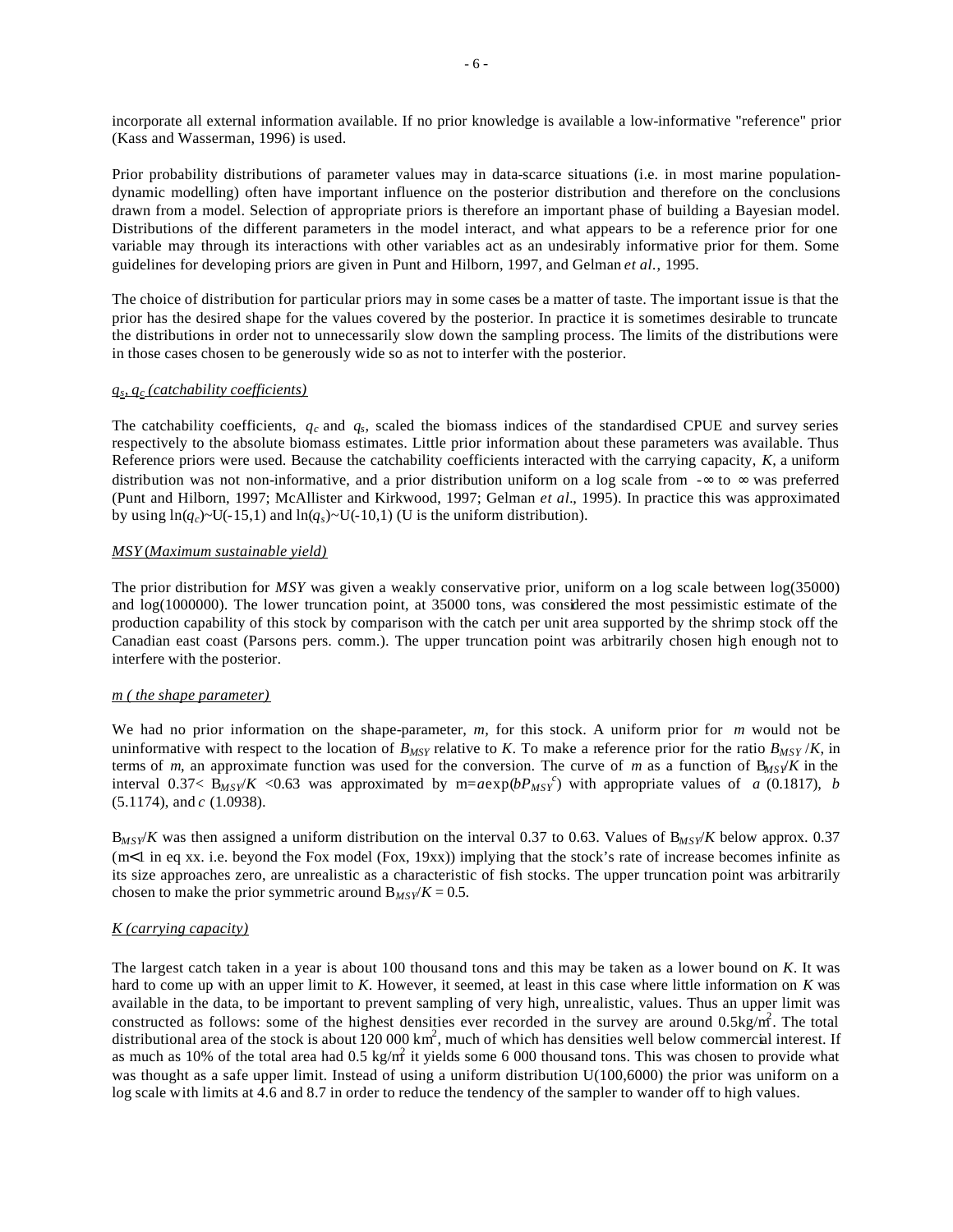incorporate all external information available. If no prior knowledge is available a low-informative "reference" prior (Kass and Wasserman, 1996) is used.

Prior probability distributions of parameter values may in data-scarce situations (i.e. in most marine population-dynamic modelling) often have important influence on the posterior distribution and therefore on the conclusions drawn from a model. Selection of appropriate priors is therefore an important phase of building a Bayesian model. Distributions of the different parameters in the model interact, and what appears to be a reference prior for one variable may through its interactions with other variables act as an undesirably informative prior for them. Some guidelines for developing priors are given in Punt and Hilborn, 1997, and Gelman *et al.*, 1995.

The choice of distribution for particular priors may in some cases be a matter of taste. The important issue is that the prior has the desired shape for the values covered by the posterior. In practice it is sometimes desirable to truncate the distributions in order not to unnecessarily slow down the sampling process. The limits of the distributions were in those cases chosen to be generously wide so as not to interfer with the posterior.

<u>$q_s$, $q_c$ *(catchability coefficients)*</u>

The catchability coefficients, $q_c$ and $q_s$, scaled the biomass indices of the standardised CPUE and survey series respectively to the absolute biomass estimates. Little prior information about these parameters was available. Thus Reference priors were used. Because the catchability coefficients interacted with the carrying capacity, *K*, a uniform distribution was not non-informative, and a prior distribution uniform on a log scale from $-\infty$ to $\infty$ was preferred (Punt and Hilborn, 1997; McAllister and Kirkwood, 1997; Gelman *et al*., 1995). In practice this was approximated by using $\ln(q_c)\sim U(-15,1)$ and $\ln(q_s)\sim U(-10,1)$ (U is the uniform distribution).

<u>*MSY (Maximum sustainable yield)*</u>

The prior distribution for *MSY* was given a weakly conservative prior, uniform on a log scale between log(35000) and log(1000000). The lower truncation point, at 35000 tons, was considered the most pessimistic estimate of the production capability of this stock by comparison with the catch per unit area supported by the shrimp stock off the Canadian east coast (Parsons pers. comm.). The upper truncation point was arbitrarily chosen high enough not to interfere with the posterior.

<u>*m ( the shape parameter)*</u>

We had no prior information on the shape-parameter, *m,* for this stock. A uniform prior for *m* would not be uninformative with respect to the location of $B_{MSY}$ relative to *K*. To make a reference prior for the ratio $B_{MSY}/K$, in terms of *m*, an approximate function was used for the conversion. The curve of *m* as a function of $B_{MSY}/K$ in the interval $0.37< B_{MSY}/K <0.63$ was approximated by $m=a\exp(bP_{MSY}^{\,c})$ with appropriate values of *a* (0.1817), *b* (5.1174), and *c* (1.0938).

$B_{MSY}/K$ was then assigned a uniform distribution on the interval 0.37 to 0.63. Values of $B_{MSY}/K$ below approx. 0.37 ($m<1$ in eq xx. i.e. beyond the Fox model (Fox, 19xx)) implying that the stock's rate of increase becomes infinite as its size approaches zero, are unrealistic as a characteristic of fish stocks. The upper truncation point was arbitrarily chosen to make the prior symmetric around $B_{MSY}/K = 0.5$.

<u>*K (carrying capacity)*</u>

The largest catch taken in a year is about 100 thousand tons and this may be taken as a lower bound on *K*. It was hard to come up with an upper limit to *K*. However, it seemed, at least in this case where little information on *K* was available in the data, to be important to prevent sampling of very high, unrealistic, values. Thus an upper limit was constructed as follows: some of the highest densities ever recorded in the survey are around 0.5kg/m$^2$. The total distributional area of the stock is about 120 000 km$^2$, much of which has densities well below commercial interest. If as much as 10% of the total area had 0.5 kg/m$^2$ it yields some 6 000 thousand tons. This was chosen to provide what was thought as a safe upper limit. Instead of using a uniform distribution U(100,6000) the prior was uniform on a log scale with limits at 4.6 and 8.7 in order to reduce the tendency of the sampler to wander off to high values.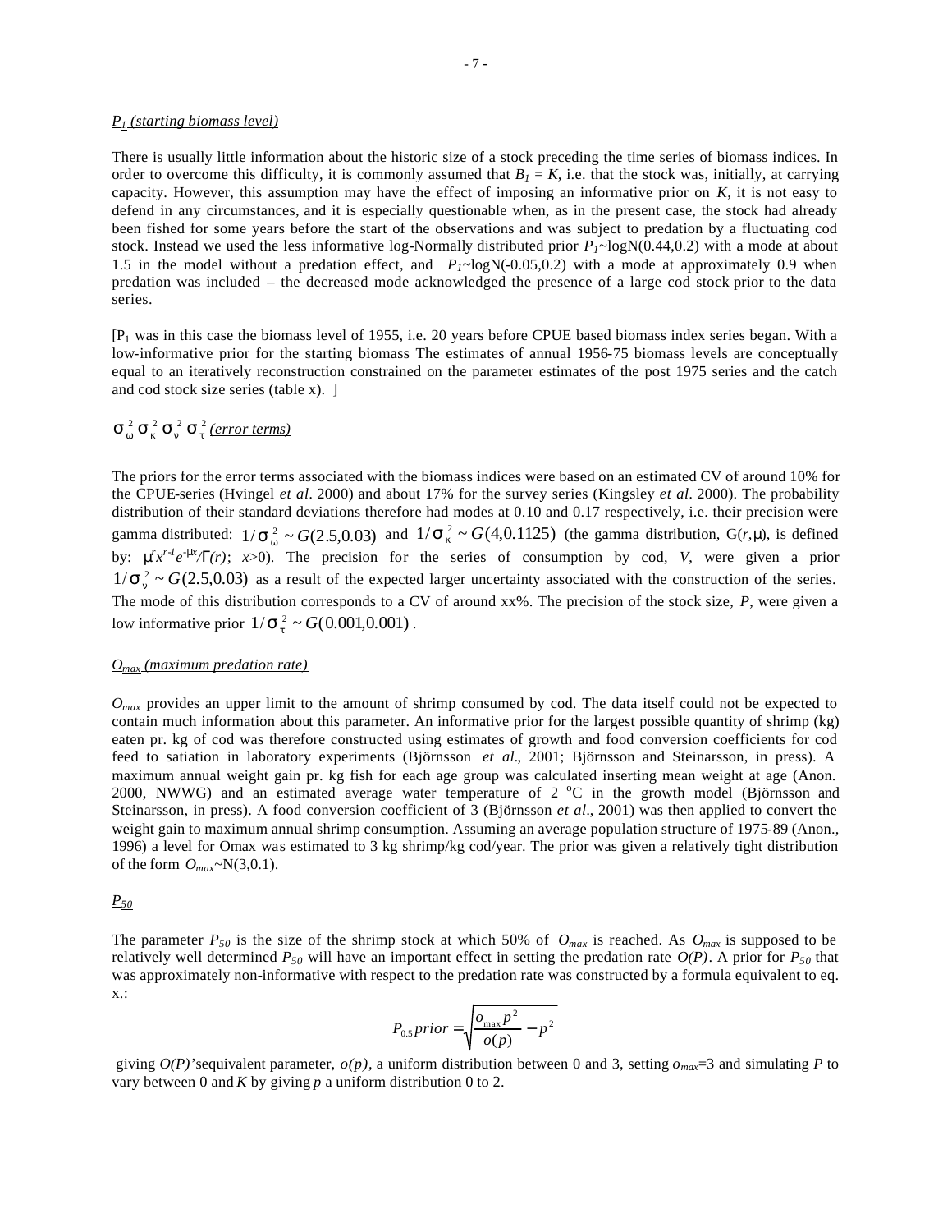*$P_1$ (starting biomass level)*

There is usually little information about the historic size of a stock preceding the time series of biomass indices. In order to overcome this difficulty, it is commonly assumed that $B_1 = K$, i.e. that the stock was, initially, at carrying capacity. However, this assumption may have the effect of imposing an informative prior on $K$, it is not easy to defend in any circumstances, and it is especially questionable when, as in the present case, the stock had already been fished for some years before the start of the observations and was subject to predation by a fluctuating cod stock. Instead we used the less informative log-Normally distributed prior $P_1$~logN(0.44,0.2) with a mode at about 1.5 in the model without a predation effect, and $P_1$~logN(-0.05,0.2) with a mode at approximately 0.9 when predation was included – the decreased mode acknowledged the presence of a large cod stock prior to the data series.

[$P_1$ was in this case the biomass level of 1955, i.e. 20 years before CPUE based biomass index series began. With a low-informative prior for the starting biomass The estimates of annual 1956-75 biomass levels are conceptually equal to an iteratively reconstruction constrained on the parameter estimates of the post 1975 series and the catch and cod stock size series (table x). ]

*$\sigma^2_\omega\ \sigma^2_\kappa\ \sigma^2_\nu\ \sigma^2_\tau$ (error terms)*

The priors for the error terms associated with the biomass indices were based on an estimated CV of around 10% for the CPUE-series (Hvingel *et al*. 2000) and about 17% for the survey series (Kingsley *et al*. 2000). The probability distribution of their standard deviations therefore had modes at 0.10 and 0.17 respectively, i.e. their precision were gamma distributed: $1/\sigma^2_\omega \sim G(2.5,0.03)$ and $1/\sigma^2_\kappa \sim G(4,0.1125)$ (the gamma distribution, G($r$,$\mu$), is defined by: $\mu^r x^{r-1} e^{-\mu x}/\Gamma(r)$; $x$>0). The precision for the series of consumption by cod, $V$, were given a prior $1/\sigma^2_\nu \sim G(2.5,0.03)$ as a result of the expected larger uncertainty associated with the construction of the series. The mode of this distribution corresponds to a CV of around xx%. The precision of the stock size, $P$, were given a low informative prior $1/\sigma^2_\tau \sim G(0.001,0.001)$.

*$O_{max}$ (maximum predation rate)*

$O_{max}$ provides an upper limit to the amount of shrimp consumed by cod. The data itself could not be expected to contain much information about this parameter. An informative prior for the largest possible quantity of shrimp (kg) eaten pr. kg of cod was therefore constructed using estimates of growth and food conversion coefficients for cod feed to satiation in laboratory experiments (Björnsson *et al*., 2001; Björnsson and Steinarsson, in press). A maximum annual weight gain pr. kg fish for each age group was calculated inserting mean weight at age (Anon. 2000, NWWG) and an estimated average water temperature of 2 $^o$C in the growth model (Björnsson and Steinarsson, in press). A food conversion coefficient of 3 (Björnsson *et al*., 2001) was then applied to convert the weight gain to maximum annual shrimp consumption. Assuming an average population structure of 1975-89 (Anon., 1996) a level for Omax was estimated to 3 kg shrimp/kg cod/year. The prior was given a relatively tight distribution of the form $O_{max}$~N(3,0.1).

*$P_{50}$*

The parameter $P_{50}$ is the size of the shrimp stock at which 50% of $O_{max}$ is reached. As $O_{max}$ is supposed to be relatively well determined $P_{50}$ will have an important effect in setting the predation rate $O(P)$. A prior for $P_{50}$ that was approximately non-informative with respect to the predation rate was constructed by a formula equivalent to eq. x.:

$$P_{0.5}prior = \sqrt{\frac{o_{max} p^2}{o(p)} - p^2}$$

giving $O(P)$'sequivalent parameter, $o(p)$, a uniform distribution between 0 and 3, setting $o_{max}$=3 and simulating $P$ to vary between 0 and $K$ by giving $p$ a uniform distribution 0 to 2.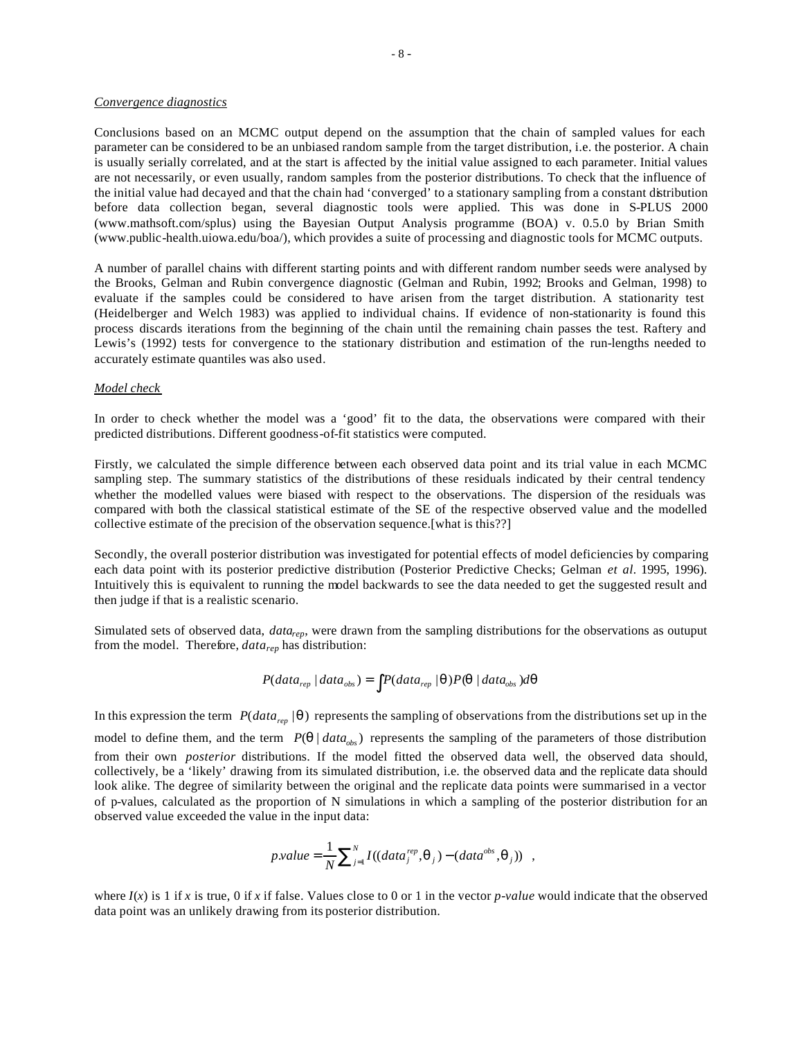*Convergence diagnostics*

Conclusions based on an MCMC output depend on the assumption that the chain of sampled values for each parameter can be considered to be an unbiased random sample from the target distribution, i.e. the posterior. A chain is usually serially correlated, and at the start is affected by the initial value assigned to each parameter. Initial values are not necessarily, or even usually, random samples from the posterior distributions. To check that the influence of the initial value had decayed and that the chain had 'converged' to a stationary sampling from a constant distribution before data collection began, several diagnostic tools were applied. This was done in S-PLUS 2000 (www.mathsoft.com/splus) using the Bayesian Output Analysis programme (BOA) v. 0.5.0 by Brian Smith (www.public-health.uiowa.edu/boa/), which provides a suite of processing and diagnostic tools for MCMC outputs.

A number of parallel chains with different starting points and with different random number seeds were analysed by the Brooks, Gelman and Rubin convergence diagnostic (Gelman and Rubin, 1992; Brooks and Gelman, 1998) to evaluate if the samples could be considered to have arisen from the target distribution. A stationarity test (Heidelberger and Welch 1983) was applied to individual chains. If evidence of non-stationarity is found this process discards iterations from the beginning of the chain until the remaining chain passes the test. Raftery and Lewis's (1992) tests for convergence to the stationary distribution and estimation of the run-lengths needed to accurately estimate quantiles was also used.

*Model check*

In order to check whether the model was a 'good' fit to the data, the observations were compared with their predicted distributions. Different goodness-of-fit statistics were computed.

Firstly, we calculated the simple difference between each observed data point and its trial value in each MCMC sampling step. The summary statistics of the distributions of these residuals indicated by their central tendency whether the modelled values were biased with respect to the observations. The dispersion of the residuals was compared with both the classical statistical estimate of the SE of the respective observed value and the modelled collective estimate of the precision of the observation sequence.[what is this??]

Secondly, the overall posterior distribution was investigated for potential effects of model deficiencies by comparing each data point with its posterior predictive distribution (Posterior Predictive Checks; Gelman *et al*. 1995, 1996). Intuitively this is equivalent to running the model backwards to see the data needed to get the suggested result and then judge if that is a realistic scenario.

Simulated sets of observed data, $data_{rep}$, were drawn from the sampling distributions for the observations as outuput from the model. Therefore, $data_{rep}$ has distribution:

$$P(data_{rep} \mid data_{obs}) = \int P(data_{rep} \mid \theta) P(\theta \mid data_{obs}) d\theta$$

In this expression the term $P(data_{rep} \mid \theta)$ represents the sampling of observations from the distributions set up in the model to define them, and the term $P(\theta \mid data_{obs})$ represents the sampling of the parameters of those distribution from their own *posterior* distributions. If the model fitted the observed data well, the observed data should, collectively, be a 'likely' drawing from its simulated distribution, i.e. the observed data and the replicate data should look alike. The degree of similarity between the original and the replicate data points were summarised in a vector of p-values, calculated as the proportion of N simulations in which a sampling of the posterior distribution for an observed value exceeded the value in the input data:

$$p.value = \frac{1}{N} \sum_{j=1}^{N} I((data_j^{rep}, \theta_j) - (data^{obs}, \theta_j)) \quad ,$$

where $I(x)$ is 1 if $x$ is true, 0 if $x$ if false. Values close to 0 or 1 in the vector *p-value* would indicate that the observed data point was an unlikely drawing from its posterior distribution.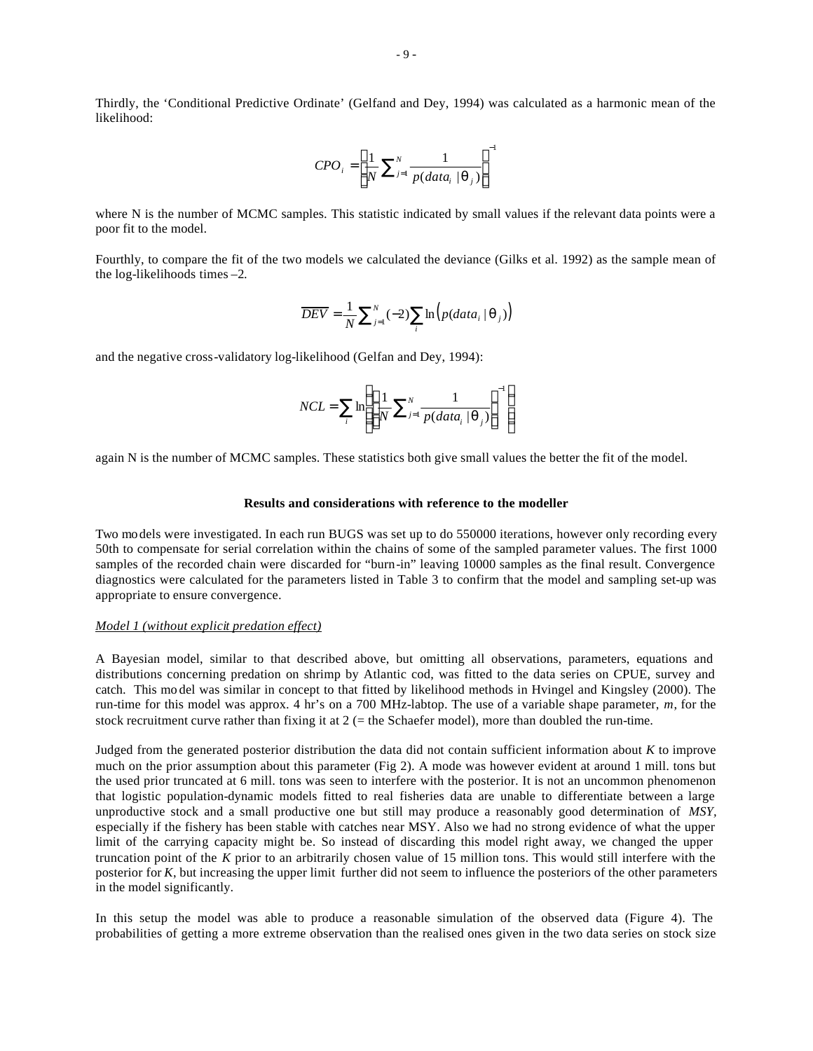Thirdly, the 'Conditional Predictive Ordinate' (Gelfand and Dey, 1994) was calculated as a harmonic mean of the likelihood:

$$CPO_i = \left( \frac{1}{N} \sum_{j=1}^{N} \frac{1}{p(data_i \mid \theta_j)} \right)^{-1}$$

where N is the number of MCMC samples. This statistic indicated by small values if the relevant data points were a poor fit to the model.

Fourthly, to compare the fit of the two models we calculated the deviance (Gilks et al. 1992) as the sample mean of the log-likelihoods times –2.

$$\overline{DEV} = \frac{1}{N} \sum_{j=1}^{N} (-2) \sum_i \ln\left(p(data_i \mid \theta_j)\right)$$

and the negative cross-validatory log-likelihood (Gelfan and Dey, 1994):

$$NCL = \sum_i \ln\left( \left( \frac{1}{N} \sum_{j=1}^{N} \frac{1}{p(data_i \mid \theta_j)} \right)^{-1} \right)$$

again N is the number of MCMC samples. These statistics both give small values the better the fit of the model.

**Results and considerations with reference to the modeller**

Two models were investigated. In each run BUGS was set up to do 550000 iterations, however only recording every 50th to compensate for serial correlation within the chains of some of the sampled parameter values. The first 1000 samples of the recorded chain were discarded for "burn-in" leaving 10000 samples as the final result. Convergence diagnostics were calculated for the parameters listed in Table 3 to confirm that the model and sampling set-up was appropriate to ensure convergence.

*Model 1 (without explicit predation effect)*

A Bayesian model, similar to that described above, but omitting all observations, parameters, equations and distributions concerning predation on shrimp by Atlantic cod, was fitted to the data series on CPUE, survey and catch. This model was similar in concept to that fitted by likelihood methods in Hvingel and Kingsley (2000). The run-time for this model was approx. 4 hr's on a 700 MHz-labtop. The use of a variable shape parameter, *m*, for the stock recruitment curve rather than fixing it at 2 (= the Schaefer model), more than doubled the run-time.

Judged from the generated posterior distribution the data did not contain sufficient information about *K* to improve much on the prior assumption about this parameter (Fig 2). A mode was however evident at around 1 mill. tons but the used prior truncated at 6 mill. tons was seen to interfere with the posterior. It is not an uncommon phenomenon that logistic population-dynamic models fitted to real fisheries data are unable to differentiate between a large unproductive stock and a small productive one but still may produce a reasonably good determination of *MSY*, especially if the fishery has been stable with catches near MSY. Also we had no strong evidence of what the upper limit of the carrying capacity might be. So instead of discarding this model right away, we changed the upper truncation point of the *K* prior to an arbitrarily chosen value of 15 million tons. This would still interfere with the posterior for *K*, but increasing the upper limit further did not seem to influence the posteriors of the other parameters in the model significantly.

In this setup the model was able to produce a reasonable simulation of the observed data (Figure 4). The probabilities of getting a more extreme observation than the realised ones given in the two data series on stock size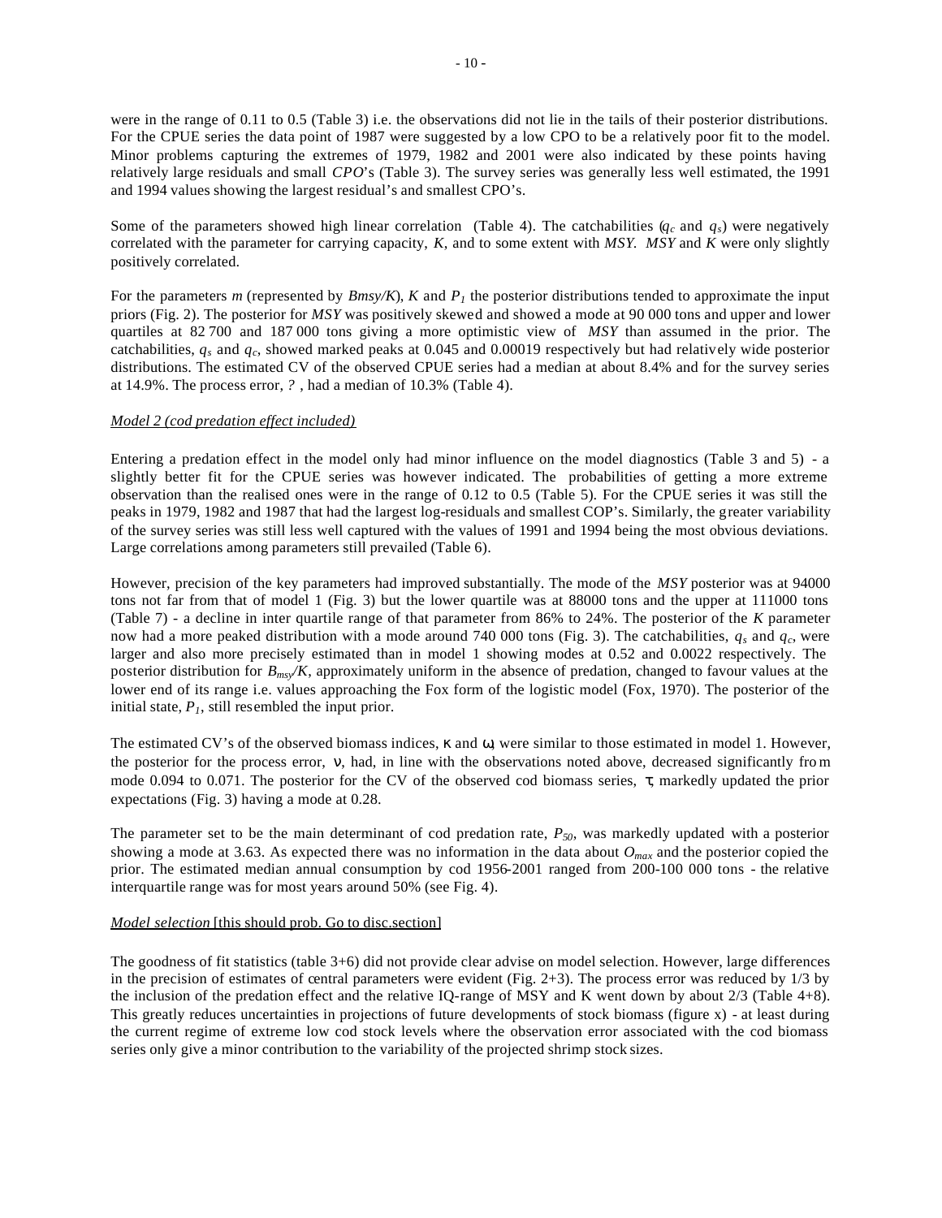were in the range of 0.11 to 0.5 (Table 3) i.e. the observations did not lie in the tails of their posterior distributions. For the CPUE series the data point of 1987 were suggested by a low CPO to be a relatively poor fit to the model. Minor problems capturing the extremes of 1979, 1982 and 2001 were also indicated by these points having relatively large residuals and small *CPO*'s (Table 3). The survey series was generally less well estimated, the 1991 and 1994 values showing the largest residual's and smallest CPO's.

Some of the parameters showed high linear correlation (Table 4). The catchabilities ($q_c$ and $q_s$) were negatively correlated with the parameter for carrying capacity, *K*, and to some extent with *MSY*. *MSY* and *K* were only slightly positively correlated.

For the parameters *m* (represented by $Bmsy/K$), *K* and $P_1$ the posterior distributions tended to approximate the input priors (Fig. 2). The posterior for *MSY* was positively skewed and showed a mode at 90 000 tons and upper and lower quartiles at 82 700 and 187 000 tons giving a more optimistic view of *MSY* than assumed in the prior. The catchabilities, $q_s$ and $q_c$, showed marked peaks at 0.045 and 0.00019 respectively but had relatively wide posterior distributions. The estimated CV of the observed CPUE series had a median at about 8.4% and for the survey series at 14.9%. The process error, *?* , had a median of 10.3% (Table 4).

*Model 2 (cod predation effect included)*

Entering a predation effect in the model only had minor influence on the model diagnostics (Table 3 and 5) - a slightly better fit for the CPUE series was however indicated. The probabilities of getting a more extreme observation than the realised ones were in the range of 0.12 to 0.5 (Table 5). For the CPUE series it was still the peaks in 1979, 1982 and 1987 that had the largest log-residuals and smallest COP's. Similarly, the greater variability of the survey series was still less well captured with the values of 1991 and 1994 being the most obvious deviations. Large correlations among parameters still prevailed (Table 6).

However, precision of the key parameters had improved substantially. The mode of the *MSY* posterior was at 94000 tons not far from that of model 1 (Fig. 3) but the lower quartile was at 88000 tons and the upper at 111000 tons (Table 7) - a decline in inter quartile range of that parameter from 86% to 24%. The posterior of the *K* parameter now had a more peaked distribution with a mode around 740 000 tons (Fig. 3). The catchabilities, $q_s$ and $q_c$, were larger and also more precisely estimated than in model 1 showing modes at 0.52 and 0.0022 respectively. The posterior distribution for $B_{msy}/K$, approximately uniform in the absence of predation, changed to favour values at the lower end of its range i.e. values approaching the Fox form of the logistic model (Fox, 1970). The posterior of the initial state, $P_1$, still resembled the input prior.

The estimated CV's of the observed biomass indices, $\kappa$ and $\omega$, were similar to those estimated in model 1. However, the posterior for the process error, $\nu$, had, in line with the observations noted above, decreased significantly from mode 0.094 to 0.071. The posterior for the CV of the observed cod biomass series, $\tau$, markedly updated the prior expectations (Fig. 3) having a mode at 0.28.

The parameter set to be the main determinant of cod predation rate, $P_{50}$, was markedly updated with a posterior showing a mode at 3.63. As expected there was no information in the data about $O_{max}$ and the posterior copied the prior. The estimated median annual consumption by cod 1956-2001 ranged from 200-100 000 tons - the relative interquartile range was for most years around 50% (see Fig. 4).

*Model selection* [this should prob. Go to disc.section]

The goodness of fit statistics (table 3+6) did not provide clear advise on model selection. However, large differences in the precision of estimates of central parameters were evident (Fig. 2+3). The process error was reduced by 1/3 by the inclusion of the predation effect and the relative IQ-range of MSY and K went down by about 2/3 (Table 4+8). This greatly reduces uncertainties in projections of future developments of stock biomass (figure x) - at least during the current regime of extreme low cod stock levels where the observation error associated with the cod biomass series only give a minor contribution to the variability of the projected shrimp stock sizes.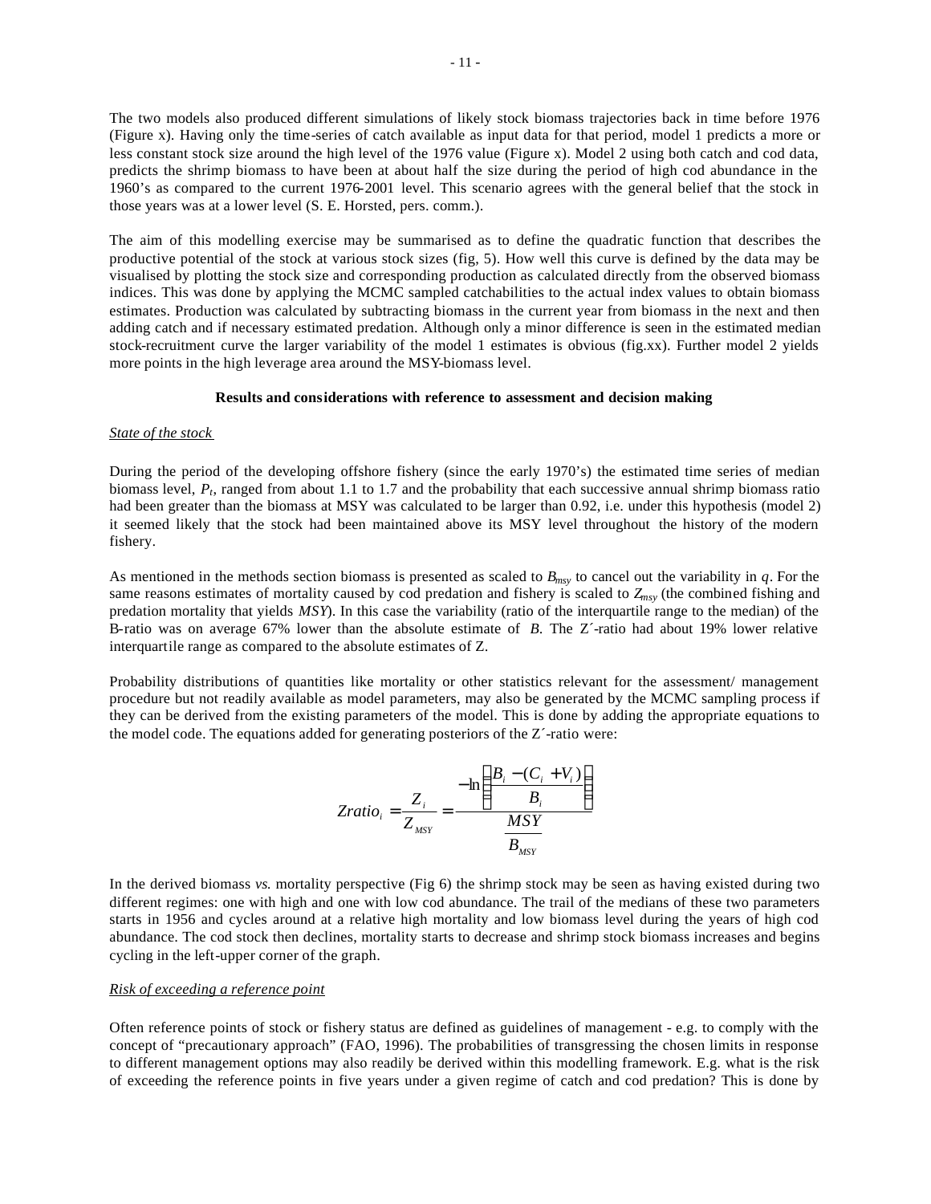The two models also produced different simulations of likely stock biomass trajectories back in time before 1976 (Figure x). Having only the time-series of catch available as input data for that period, model 1 predicts a more or less constant stock size around the high level of the 1976 value (Figure x). Model 2 using both catch and cod data, predicts the shrimp biomass to have been at about half the size during the period of high cod abundance in the 1960's as compared to the current 1976-2001 level. This scenario agrees with the general belief that the stock in those years was at a lower level (S. E. Horsted, pers. comm.).

The aim of this modelling exercise may be summarised as to define the quadratic function that describes the productive potential of the stock at various stock sizes (fig, 5). How well this curve is defined by the data may be visualised by plotting the stock size and corresponding production as calculated directly from the observed biomass indices. This was done by applying the MCMC sampled catchabilities to the actual index values to obtain biomass estimates. Production was calculated by subtracting biomass in the current year from biomass in the next and then adding catch and if necessary estimated predation. Although only a minor difference is seen in the estimated median stock-recruitment curve the larger variability of the model 1 estimates is obvious (fig.xx). Further model 2 yields more points in the high leverage area around the MSY-biomass level.

### Results and considerations with reference to assessment and decision making

*State of the stock*

During the period of the developing offshore fishery (since the early 1970's) the estimated time series of median biomass level, $P_t$, ranged from about 1.1 to 1.7 and the probability that each successive annual shrimp biomass ratio had been greater than the biomass at MSY was calculated to be larger than 0.92, i.e. under this hypothesis (model 2) it seemed likely that the stock had been maintained above its MSY level throughout the history of the modern fishery.

As mentioned in the methods section biomass is presented as scaled to $B_{msy}$ to cancel out the variability in $q$. For the same reasons estimates of mortality caused by cod predation and fishery is scaled to $Z_{msy}$ (the combined fishing and predation mortality that yields *MSY*). In this case the variability (ratio of the interquartile range to the median) of the B-ratio was on average 67% lower than the absolute estimate of *B*. The Z´-ratio had about 19% lower relative interquartile range as compared to the absolute estimates of Z.

Probability distributions of quantities like mortality or other statistics relevant for the assessment/ management procedure but not readily available as model parameters, may also be generated by the MCMC sampling process if they can be derived from the existing parameters of the model. This is done by adding the appropriate equations to the model code. The equations added for generating posteriors of the Z´-ratio were:

$$Zratio_i = \frac{Z_i}{Z_{MSY}} = \frac{-\ln\left(\dfrac{B_i - (C_i + V_i)}{B_i}\right)}{\dfrac{MSY}{B_{MSY}}}$$

In the derived biomass *vs.* mortality perspective (Fig 6) the shrimp stock may be seen as having existed during two different regimes: one with high and one with low cod abundance. The trail of the medians of these two parameters starts in 1956 and cycles around at a relative high mortality and low biomass level during the years of high cod abundance. The cod stock then declines, mortality starts to decrease and shrimp stock biomass increases and begins cycling in the left-upper corner of the graph.

*Risk of exceeding a reference point*

Often reference points of stock or fishery status are defined as guidelines of management - e.g. to comply with the concept of "precautionary approach" (FAO, 1996). The probabilities of transgressing the chosen limits in response to different management options may also readily be derived within this modelling framework. E.g. what is the risk of exceeding the reference points in five years under a given regime of catch and cod predation? This is done by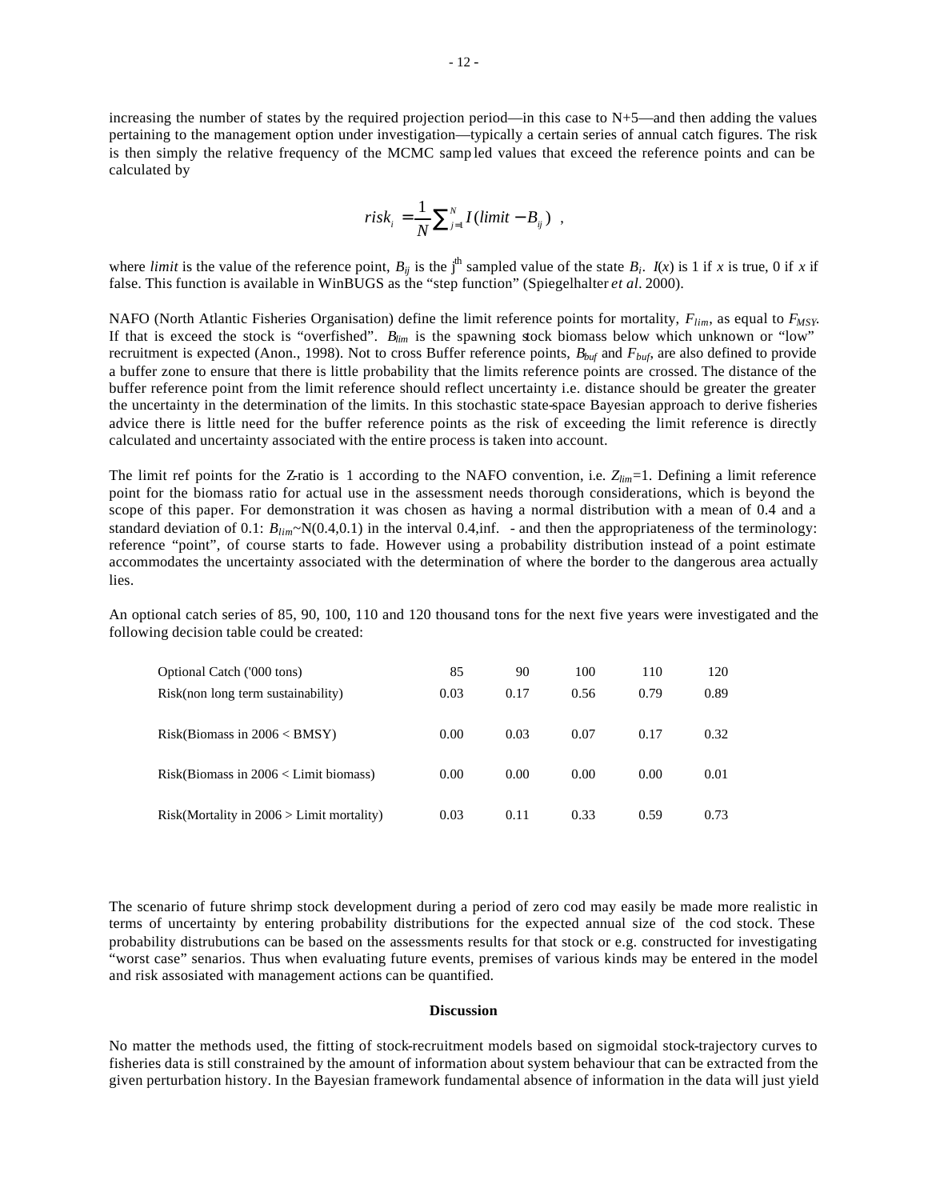increasing the number of states by the required projection period—in this case to N+5—and then adding the values pertaining to the management option under investigation—typically a certain series of annual catch figures. The risk is then simply the relative frequency of the MCMC sampled values that exceed the reference points and can be calculated by

$$risk_i = \frac{1}{N}\sum_{j=1}^{N} I(limit - B_{ij}) \ ,$$

where *limit* is the value of the reference point, $B_{ij}$ is the $j^{th}$ sampled value of the state $B_i$. $I(x)$ is 1 if $x$ is true, 0 if $x$ if false. This function is available in WinBUGS as the "step function" (Spiegelhalter *et al*. 2000).

NAFO (North Atlantic Fisheries Organisation) define the limit reference points for mortality, $F_{lim}$, as equal to $F_{MSY}$. If that is exceed the stock is "overfished". $B_{lim}$ is the spawning stock biomass below which unknown or "low" recruitment is expected (Anon., 1998). Not to cross Buffer reference points, $B_{buf}$ and $F_{buf}$, are also defined to provide a buffer zone to ensure that there is little probability that the limits reference points are crossed. The distance of the buffer reference point from the limit reference should reflect uncertainty i.e. distance should be greater the greater the uncertainty in the determination of the limits. In this stochastic state-space Bayesian approach to derive fisheries advice there is little need for the buffer reference points as the risk of exceeding the limit reference is directly calculated and uncertainty associated with the entire process is taken into account.

The limit ref points for the Z-ratio is 1 according to the NAFO convention, i.e. $Z_{lim}$=1. Defining a limit reference point for the biomass ratio for actual use in the assessment needs thorough considerations, which is beyond the scope of this paper. For demonstration it was chosen as having a normal distribution with a mean of 0.4 and a standard deviation of 0.1: $B_{lim}$~N(0.4,0.1) in the interval 0.4,inf. - and then the appropriateness of the terminology: reference "point", of course starts to fade. However using a probability distribution instead of a point estimate accommodates the uncertainty associated with the determination of where the border to the dangerous area actually lies.

An optional catch series of 85, 90, 100, 110 and 120 thousand tons for the next five years were investigated and the following decision table could be created:

| Optional Catch ('000 tons) | 85 | 90 | 100 | 110 | 120 |
|---|---|---|---|---|---|
| Risk(non long term sustainability) | 0.03 | 0.17 | 0.56 | 0.79 | 0.89 |
| Risk(Biomass in 2006 < BMSY) | 0.00 | 0.03 | 0.07 | 0.17 | 0.32 |
| Risk(Biomass in 2006 < Limit biomass) | 0.00 | 0.00 | 0.00 | 0.00 | 0.01 |
| Risk(Mortality in 2006 > Limit mortality) | 0.03 | 0.11 | 0.33 | 0.59 | 0.73 |

The scenario of future shrimp stock development during a period of zero cod may easily be made more realistic in terms of uncertainty by entering probability distributions for the expected annual size of the cod stock. These probability distrubutions can be based on the assessments results for that stock or e.g. constructed for investigating "worst case" senarios. Thus when evaluating future events, premises of various kinds may be entered in the model and risk assosiated with management actions can be quantified.

## Discussion

No matter the methods used, the fitting of stock-recruitment models based on sigmoidal stock-trajectory curves to fisheries data is still constrained by the amount of information about system behaviour that can be extracted from the given perturbation history. In the Bayesian framework fundamental absence of information in the data will just yield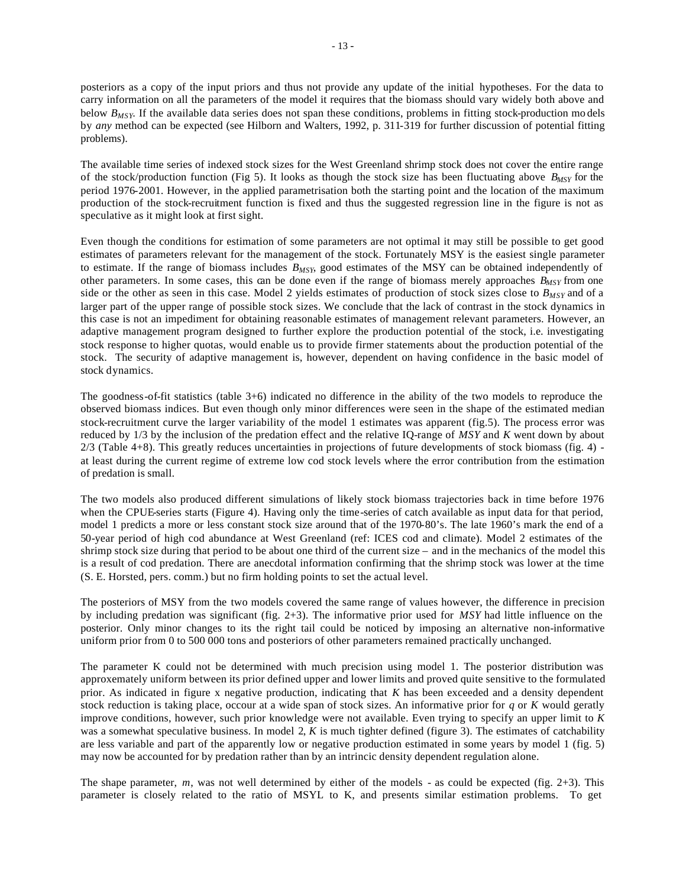posteriors as a copy of the input priors and thus not provide any update of the initial hypotheses. For the data to carry information on all the parameters of the model it requires that the biomass should vary widely both above and below $B_{MSY}$. If the available data series does not span these conditions, problems in fitting stock-production mo dels by *any* method can be expected (see Hilborn and Walters, 1992, p. 311-319 for further discussion of potential fitting problems).

The available time series of indexed stock sizes for the West Greenland shrimp stock does not cover the entire range of the stock/production function (Fig 5). It looks as though the stock size has been fluctuating above $B_{MSY}$ for the period 1976-2001. However, in the applied parametrisation both the starting point and the location of the maximum production of the stock-recruitment function is fixed and thus the suggested regression line in the figure is not as speculative as it might look at first sight.

Even though the conditions for estimation of some parameters are not optimal it may still be possible to get good estimates of parameters relevant for the management of the stock. Fortunately MSY is the easiest single parameter to estimate. If the range of biomass includes $B_{MSY}$, good estimates of the MSY can be obtained independently of other parameters. In some cases, this can be done even if the range of biomass merely approaches $B_{MSY}$ from one side or the other as seen in this case. Model 2 yields estimates of production of stock sizes close to $B_{MSY}$ and of a larger part of the upper range of possible stock sizes. We conclude that the lack of contrast in the stock dynamics in this case is not an impediment for obtaining reasonable estimates of management relevant parameters. However, an adaptive management program designed to further explore the production potential of the stock, i.e. investigating stock response to higher quotas, would enable us to provide firmer statements about the production potential of the stock. The security of adaptive management is, however, dependent on having confidence in the basic model of stock dynamics.

The goodness-of-fit statistics (table 3+6) indicated no difference in the ability of the two models to reproduce the observed biomass indices. But even though only minor differences were seen in the shape of the estimated median stock-recruitment curve the larger variability of the model 1 estimates was apparent (fig.5). The process error was reduced by 1/3 by the inclusion of the predation effect and the relative IQ-range of *MSY* and *K* went down by about 2/3 (Table 4+8). This greatly reduces uncertainties in projections of future developments of stock biomass (fig. 4) - at least during the current regime of extreme low cod stock levels where the error contribution from the estimation of predation is small.

The two models also produced different simulations of likely stock biomass trajectories back in time before 1976 when the CPUE-series starts (Figure 4). Having only the time-series of catch available as input data for that period, model 1 predicts a more or less constant stock size around that of the 1970-80's. The late 1960's mark the end of a 50-year period of high cod abundance at West Greenland (ref: ICES cod and climate). Model 2 estimates of the shrimp stock size during that period to be about one third of the current size – and in the mechanics of the model this is a result of cod predation. There are anecdotal information confirming that the shrimp stock was lower at the time (S. E. Horsted, pers. comm.) but no firm holding points to set the actual level.

The posteriors of MSY from the two models covered the same range of values however, the difference in precision by including predation was significant (fig. 2+3). The informative prior used for *MSY* had little influence on the posterior. Only minor changes to its the right tail could be noticed by imposing an alternative non-informative uniform prior from 0 to 500 000 tons and posteriors of other parameters remained practically unchanged.

The parameter K could not be determined with much precision using model 1. The posterior distribution was approxemately uniform between its prior defined upper and lower limits and proved quite sensitive to the formulated prior. As indicated in figure x negative production, indicating that *K* has been exceeded and a density dependent stock reduction is taking place, occour at a wide span of stock sizes. An informative prior for *q* or *K* would geratly improve conditions, however, such prior knowledge were not available. Even trying to specify an upper limit to *K* was a somewhat speculative business. In model 2, *K* is much tighter defined (figure 3). The estimates of catchability are less variable and part of the apparently low or negative production estimated in some years by model 1 (fig. 5) may now be accounted for by predation rather than by an intrincic density dependent regulation alone.

The shape parameter, *m*, was not well determined by either of the models - as could be expected (fig. 2+3). This parameter is closely related to the ratio of MSYL to K, and presents similar estimation problems. To get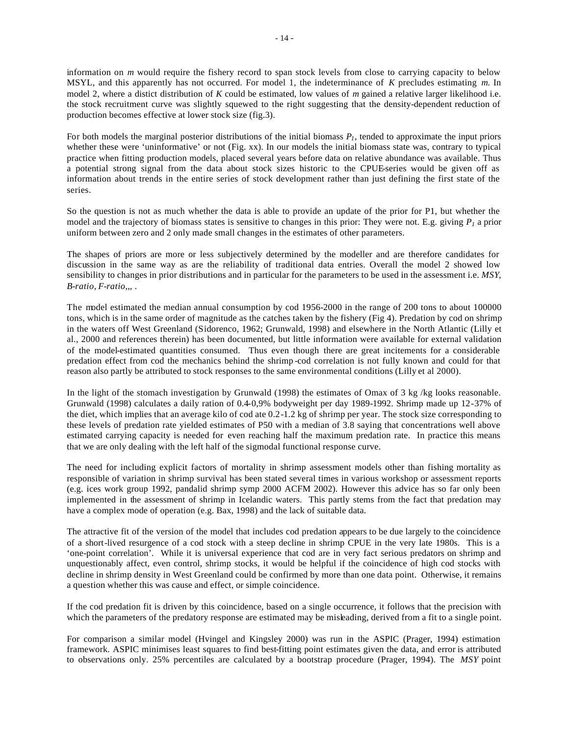information on *m* would require the fishery record to span stock levels from close to carrying capacity to below MSYL, and this apparently has not occurred. For model 1, the indeterminance of *K* precludes estimating *m*. In model 2, where a distict distribution of *K* could be estimated, low values of *m* gained a relative larger likelihood i.e. the stock recruitment curve was slightly squewed to the right suggesting that the density-dependent reduction of production becomes effective at lower stock size (fig.3).

For both models the marginal posterior distributions of the initial biomass $P_1$, tended to approximate the input priors whether these were 'uninformative' or not (Fig. xx). In our models the initial biomass state was, contrary to typical practice when fitting production models, placed several years before data on relative abundance was available. Thus a potential strong signal from the data about stock sizes historic to the CPUE-series would be given off as information about trends in the entire series of stock development rather than just defining the first state of the series.

So the question is not as much whether the data is able to provide an update of the prior for P1, but whether the model and the trajectory of biomass states is sensitive to changes in this prior: They were not. E.g. giving $P_1$ a prior uniform between zero and 2 only made small changes in the estimates of other parameters.

The shapes of priors are more or less subjectively determined by the modeller and are therefore candidates for discussion in the same way as are the reliability of traditional data entries. Overall the model 2 showed low sensibility to changes in prior distributions and in particular for the parameters to be used in the assessment i.e. *MSY*, *B-ratio*, *F-ratio*,,, .

The model estimated the median annual consumption by cod 1956-2000 in the range of 200 tons to about 100000 tons, which is in the same order of magnitude as the catches taken by the fishery (Fig 4). Predation by cod on shrimp in the waters off West Greenland (Sidorenco, 1962; Grunwald, 1998) and elsewhere in the North Atlantic (Lilly et al., 2000 and references therein) has been documented, but little information were available for external validation of the model-estimated quantities consumed. Thus even though there are great incitements for a considerable predation effect from cod the mechanics behind the shrimp-cod correlation is not fully known and could for that reason also partly be attributed to stock responses to the same environmental conditions (Lilly et al 2000).

In the light of the stomach investigation by Grunwald (1998) the estimates of Omax of 3 kg /kg looks reasonable. Grunwald (1998) calculates a daily ration of 0.4-0,9% bodyweight per day 1989-1992. Shrimp made up 12-37% of the diet, which implies that an average kilo of cod ate 0.2-1.2 kg of shrimp per year. The stock size corresponding to these levels of predation rate yielded estimates of P50 with a median of 3.8 saying that concentrations well above estimated carrying capacity is needed for even reaching half the maximum predation rate. In practice this means that we are only dealing with the left half of the sigmodal functional response curve.

The need for including explicit factors of mortality in shrimp assessment models other than fishing mortality as responsible of variation in shrimp survival has been stated several times in various workshop or assessment reports (e.g. ices work group 1992, pandalid shrimp symp 2000 ACFM 2002). However this advice has so far only been implemented in the assessment of shrimp in Icelandic waters. This partly stems from the fact that predation may have a complex mode of operation (e.g. Bax, 1998) and the lack of suitable data.

The attractive fit of the version of the model that includes cod predation appears to be due largely to the coincidence of a short-lived resurgence of a cod stock with a steep decline in shrimp CPUE in the very late 1980s. This is a 'one-point correlation'. While it is universal experience that cod are in very fact serious predators on shrimp and unquestionably affect, even control, shrimp stocks, it would be helpful if the coincidence of high cod stocks with decline in shrimp density in West Greenland could be confirmed by more than one data point. Otherwise, it remains a question whether this was cause and effect, or simple coincidence.

If the cod predation fit is driven by this coincidence, based on a single occurrence, it follows that the precision with which the parameters of the predatory response are estimated may be misleading, derived from a fit to a single point.

For comparison a similar model (Hvingel and Kingsley 2000) was run in the ASPIC (Prager, 1994) estimation framework. ASPIC minimises least squares to find best-fitting point estimates given the data, and error is attributed to observations only. 25% percentiles are calculated by a bootstrap procedure (Prager, 1994). The *MSY* point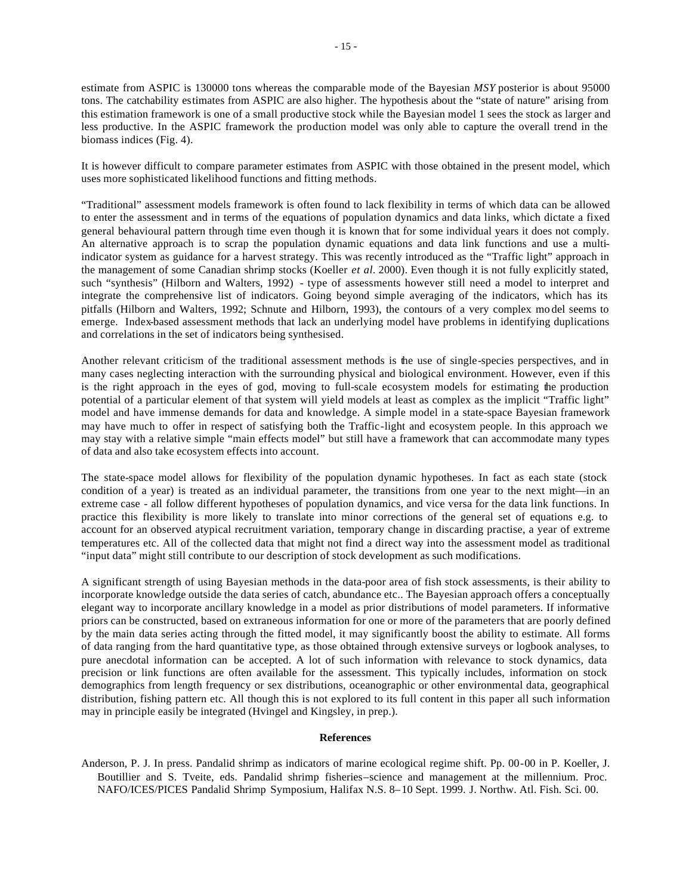estimate from ASPIC is 130000 tons whereas the comparable mode of the Bayesian *MSY* posterior is about 95000 tons. The catchability estimates from ASPIC are also higher. The hypothesis about the "state of nature" arising from this estimation framework is one of a small productive stock while the Bayesian model 1 sees the stock as larger and less productive. In the ASPIC framework the production model was only able to capture the overall trend in the biomass indices (Fig. 4).

It is however difficult to compare parameter estimates from ASPIC with those obtained in the present model, which uses more sophisticated likelihood functions and fitting methods.

"Traditional" assessment models framework is often found to lack flexibility in terms of which data can be allowed to enter the assessment and in terms of the equations of population dynamics and data links, which dictate a fixed general behavioural pattern through time even though it is known that for some individual years it does not comply. An alternative approach is to scrap the population dynamic equations and data link functions and use a multi-indicator system as guidance for a harvest strategy. This was recently introduced as the "Traffic light" approach in the management of some Canadian shrimp stocks (Koeller *et al*. 2000). Even though it is not fully explicitly stated, such "synthesis" (Hilborn and Walters, 1992) - type of assessments however still need a model to interpret and integrate the comprehensive list of indicators. Going beyond simple averaging of the indicators, which has its pitfalls (Hilborn and Walters, 1992; Schnute and Hilborn, 1993), the contours of a very complex model seems to emerge. Index-based assessment methods that lack an underlying model have problems in identifying duplications and correlations in the set of indicators being synthesised.

Another relevant criticism of the traditional assessment methods is the use of single-species perspectives, and in many cases neglecting interaction with the surrounding physical and biological environment. However, even if this is the right approach in the eyes of god, moving to full-scale ecosystem models for estimating the production potential of a particular element of that system will yield models at least as complex as the implicit "Traffic light" model and have immense demands for data and knowledge. A simple model in a state-space Bayesian framework may have much to offer in respect of satisfying both the Traffic-light and ecosystem people. In this approach we may stay with a relative simple "main effects model" but still have a framework that can accommodate many types of data and also take ecosystem effects into account.

The state-space model allows for flexibility of the population dynamic hypotheses. In fact as each state (stock condition of a year) is treated as an individual parameter, the transitions from one year to the next might—in an extreme case - all follow different hypotheses of population dynamics, and vice versa for the data link functions. In practice this flexibility is more likely to translate into minor corrections of the general set of equations e.g. to account for an observed atypical recruitment variation, temporary change in discarding practise, a year of extreme temperatures etc. All of the collected data that might not find a direct way into the assessment model as traditional "input data" might still contribute to our description of stock development as such modifications.

A significant strength of using Bayesian methods in the data-poor area of fish stock assessments, is their ability to incorporate knowledge outside the data series of catch, abundance etc.. The Bayesian approach offers a conceptually elegant way to incorporate ancillary knowledge in a model as prior distributions of model parameters. If informative priors can be constructed, based on extraneous information for one or more of the parameters that are poorly defined by the main data series acting through the fitted model, it may significantly boost the ability to estimate. All forms of data ranging from the hard quantitative type, as those obtained through extensive surveys or logbook analyses, to pure anecdotal information can be accepted. A lot of such information with relevance to stock dynamics, data precision or link functions are often available for the assessment. This typically includes, information on stock demographics from length frequency or sex distributions, oceanographic or other environmental data, geographical distribution, fishing pattern etc. All though this is not explored to its full content in this paper all such information may in principle easily be integrated (Hvingel and Kingsley, in prep.).

## References

Anderson, P. J. In press. Pandalid shrimp as indicators of marine ecological regime shift. Pp. 00-00 in P. Koeller, J. Boutillier and S. Tveite, eds. Pandalid shrimp fisheries–science and management at the millennium. Proc. NAFO/ICES/PICES Pandalid Shrimp Symposium, Halifax N.S. 8–10 Sept. 1999. J. Northw. Atl. Fish. Sci. 00.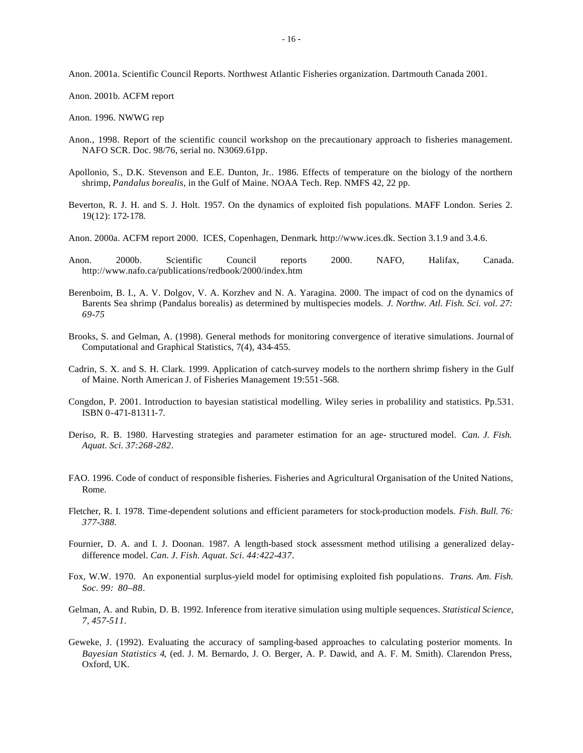Anon. 2001a. Scientific Council Reports. Northwest Atlantic Fisheries organization. Dartmouth Canada 2001.

Anon. 2001b. ACFM report

Anon. 1996. NWWG rep

Anon., 1998. Report of the scientific council workshop on the precautionary approach to fisheries management. NAFO SCR. Doc. 98/76, serial no. N3069.61pp.

Apollonio, S., D.K. Stevenson and E.E. Dunton, Jr.. 1986. Effects of temperature on the biology of the northern shrimp, *Pandalus borealis*, in the Gulf of Maine. NOAA Tech. Rep. NMFS 42, 22 pp.

Beverton, R. J. H. and S. J. Holt. 1957. On the dynamics of exploited fish populations. MAFF London. Series 2. 19(12): 172-178.

Anon. 2000a. ACFM report 2000. ICES, Copenhagen, Denmark. http://www.ices.dk. Section 3.1.9 and 3.4.6.

Anon. 2000b. Scientific Council reports 2000. NAFO, Halifax, Canada. http://www.nafo.ca/publications/redbook/2000/index.htm

Berenboim, B. I., A. V. Dolgov, V. A. Korzhev and N. A. Yaragina. 2000. The impact of cod on the dynamics of Barents Sea shrimp (Pandalus borealis) as determined by multispecies models. *J. Northw. Atl. Fish. Sci. vol. 27: 69-75*

Brooks, S. and Gelman, A. (1998). General methods for monitoring convergence of iterative simulations. Journal of Computational and Graphical Statistics, 7(4), 434-455.

Cadrin, S. X. and S. H. Clark. 1999. Application of catch-survey models to the northern shrimp fishery in the Gulf of Maine. North American J. of Fisheries Management 19:551-568.

Congdon, P. 2001. Introduction to bayesian statistical modelling. Wiley series in probalility and statistics. Pp.531. ISBN 0-471-81311-7.

Deriso, R. B. 1980. Harvesting strategies and parameter estimation for an age- structured model. *Can. J. Fish. Aquat. Sci. 37:268-282*.

FAO. 1996. Code of conduct of responsible fisheries. Fisheries and Agricultural Organisation of the United Nations, Rome.

Fletcher, R. I. 1978. Time-dependent solutions and efficient parameters for stock-production models. *Fish. Bull. 76: 377-388*.

Fournier, D. A. and I. J. Doonan. 1987. A length-based stock assessment method utilising a generalized delay-difference model. *Can. J. Fish. Aquat. Sci. 44:422-437*.

Fox, W.W. 1970. An exponential surplus-yield model for optimising exploited fish populations. *Trans. Am. Fish. Soc. 99: 80–88*.

Gelman, A. and Rubin, D. B. 1992. Inference from iterative simulation using multiple sequences. *Statistical Science, 7, 457-511*.

Geweke, J. (1992). Evaluating the accuracy of sampling-based approaches to calculating posterior moments. In *Bayesian Statistics 4*, (ed. J. M. Bernardo, J. O. Berger, A. P. Dawid, and A. F. M. Smith). Clarendon Press, Oxford, UK.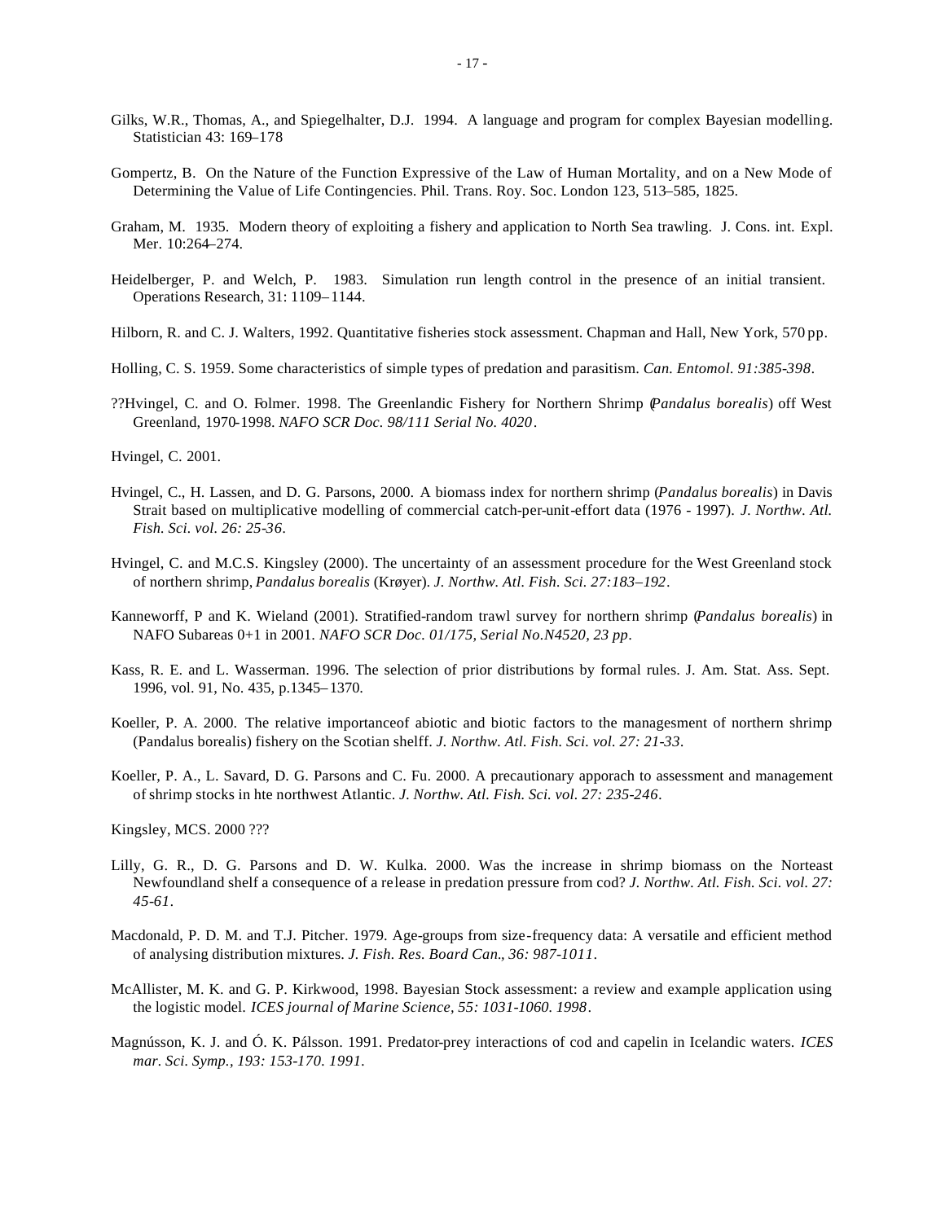Gilks, W.R., Thomas, A., and Spiegelhalter, D.J. 1994. A language and program for complex Bayesian modelling. Statistician 43: 169–178

Gompertz, B. On the Nature of the Function Expressive of the Law of Human Mortality, and on a New Mode of Determining the Value of Life Contingencies. Phil. Trans. Roy. Soc. London 123, 513–585, 1825.

Graham, M. 1935. Modern theory of exploiting a fishery and application to North Sea trawling. J. Cons. int. Expl. Mer. 10:264–274.

Heidelberger, P. and Welch, P. 1983. Simulation run length control in the presence of an initial transient. Operations Research, 31: 1109–1144.

Hilborn, R. and C. J. Walters, 1992. Quantitative fisheries stock assessment. Chapman and Hall, New York, 570 pp.

Holling, C. S. 1959. Some characteristics of simple types of predation and parasitism. *Can. Entomol. 91:385-398*.

??Hvingel, C. and O. Folmer. 1998. The Greenlandic Fishery for Northern Shrimp (*Pandalus borealis*) off West Greenland, 1970-1998. *NAFO SCR Doc. 98/111 Serial No. 4020*.

Hvingel, C. 2001.

Hvingel, C., H. Lassen, and D. G. Parsons, 2000. A biomass index for northern shrimp (*Pandalus borealis*) in Davis Strait based on multiplicative modelling of commercial catch-per-unit-effort data (1976 - 1997). *J. Northw. Atl. Fish. Sci. vol. 26: 25-36*.

Hvingel, C. and M.C.S. Kingsley (2000). The uncertainty of an assessment procedure for the West Greenland stock of northern shrimp, *Pandalus borealis* (Krøyer). *J. Northw. Atl. Fish. Sci. 27:183–192*.

Kanneworff, P and K. Wieland (2001). Stratified-random trawl survey for northern shrimp (*Pandalus borealis*) in NAFO Subareas 0+1 in 2001. *NAFO SCR Doc. 01/175, Serial No.N4520, 23 pp*.

Kass, R. E. and L. Wasserman. 1996. The selection of prior distributions by formal rules. J. Am. Stat. Ass. Sept. 1996, vol. 91, No. 435, p.1345–1370.

Koeller, P. A. 2000. The relative importanceof abiotic and biotic factors to the managesment of northern shrimp (Pandalus borealis) fishery on the Scotian shelff. *J. Northw. Atl. Fish. Sci. vol. 27: 21-33*.

Koeller, P. A., L. Savard, D. G. Parsons and C. Fu. 2000. A precautionary apporach to assessment and management of shrimp stocks in hte northwest Atlantic. *J. Northw. Atl. Fish. Sci. vol. 27: 235-246*.

Kingsley, MCS. 2000 ???

Lilly, G. R., D. G. Parsons and D. W. Kulka. 2000. Was the increase in shrimp biomass on the Norteast Newfoundland shelf a consequence of a release in predation pressure from cod? *J. Northw. Atl. Fish. Sci. vol. 27: 45-61*.

Macdonald, P. D. M. and T.J. Pitcher. 1979. Age-groups from size-frequency data: A versatile and efficient method of analysing distribution mixtures. *J. Fish. Res. Board Can., 36: 987-1011*.

McAllister, M. K. and G. P. Kirkwood, 1998. Bayesian Stock assessment: a review and example application using the logistic model. *ICES journal of Marine Science, 55: 1031-1060. 1998*.

Magnússon, K. J. and Ó. K. Pálsson. 1991. Predator-prey interactions of cod and capelin in Icelandic waters. *ICES mar. Sci. Symp., 193: 153-170. 1991.*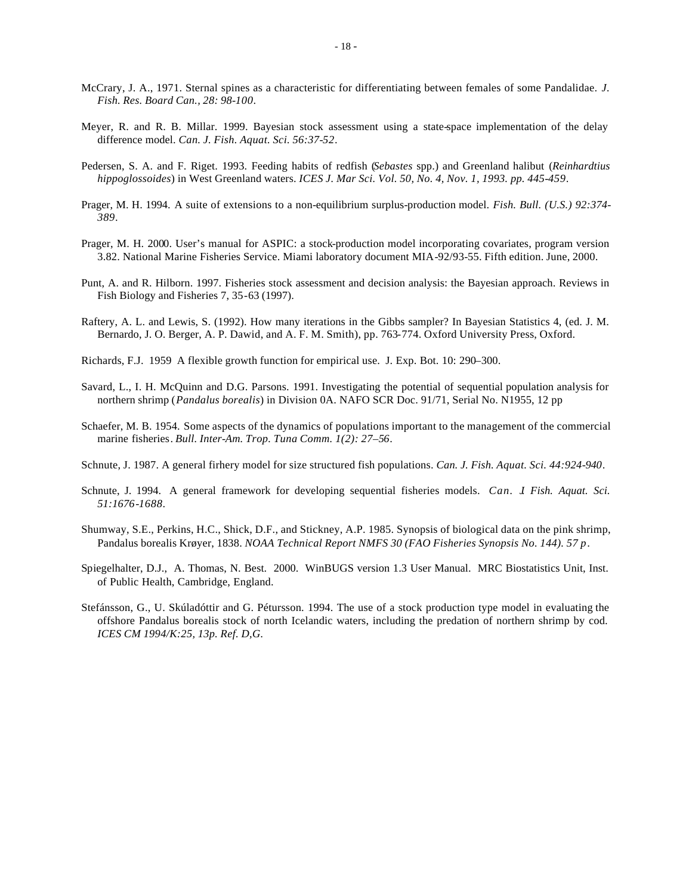McCrary, J. A., 1971. Sternal spines as a characteristic for differentiating between females of some Pandalidae. *J. Fish. Res. Board Can., 28: 98-100*.

Meyer, R. and R. B. Millar. 1999. Bayesian stock assessment using a state-space implementation of the delay difference model. *Can. J. Fish. Aquat. Sci. 56:37-52*.

Pedersen, S. A. and F. Riget. 1993. Feeding habits of redfish (*Sebastes* spp.) and Greenland halibut (*Reinhardtius hippoglossoides*) in West Greenland waters. *ICES J. Mar Sci. Vol. 50, No. 4, Nov. 1, 1993. pp. 445-459*.

Prager, M. H. 1994. A suite of extensions to a non-equilibrium surplus-production model. *Fish. Bull. (U.S.) 92:374-389*.

Prager, M. H. 2000. User's manual for ASPIC: a stock-production model incorporating covariates, program version 3.82. National Marine Fisheries Service. Miami laboratory document MIA-92/93-55. Fifth edition. June, 2000.

Punt, A. and R. Hilborn. 1997. Fisheries stock assessment and decision analysis: the Bayesian approach. Reviews in Fish Biology and Fisheries 7, 35-63 (1997).

Raftery, A. L. and Lewis, S. (1992). How many iterations in the Gibbs sampler? In Bayesian Statistics 4, (ed. J. M. Bernardo, J. O. Berger, A. P. Dawid, and A. F. M. Smith), pp. 763-774. Oxford University Press, Oxford.

Richards, F.J. 1959 A flexible growth function for empirical use. J. Exp. Bot. 10: 290–300.

Savard, L., I. H. McQuinn and D.G. Parsons. 1991. Investigating the potential of sequential population analysis for northern shrimp (*Pandalus borealis*) in Division 0A. NAFO SCR Doc. 91/71, Serial No. N1955, 12 pp

Schaefer, M. B. 1954. Some aspects of the dynamics of populations important to the management of the commercial marine fisheries. *Bull. Inter-Am. Trop. Tuna Comm. 1(2): 27–56*.

Schnute, J. 1987. A general firhery model for size structured fish populations. *Can. J. Fish. Aquat. Sci. 44:924-940*.

Schnute, J. 1994. A general framework for developing sequential fisheries models. *Can. J Fish. Aquat. Sci. 51:1676-1688*.

Shumway, S.E., Perkins, H.C., Shick, D.F., and Stickney, A.P. 1985. Synopsis of biological data on the pink shrimp, Pandalus borealis Krøyer, 1838. *NOAA Technical Report NMFS 30 (FAO Fisheries Synopsis No. 144). 57 p*.

Spiegelhalter, D.J., A. Thomas, N. Best. 2000. WinBUGS version 1.3 User Manual. MRC Biostatistics Unit, Inst. of Public Health, Cambridge, England.

Stefánsson, G., U. Skúladóttir and G. Pétursson. 1994. The use of a stock production type model in evaluating the offshore Pandalus borealis stock of north Icelandic waters, including the predation of northern shrimp by cod. *ICES CM 1994/K:25, 13p. Ref. D,G*.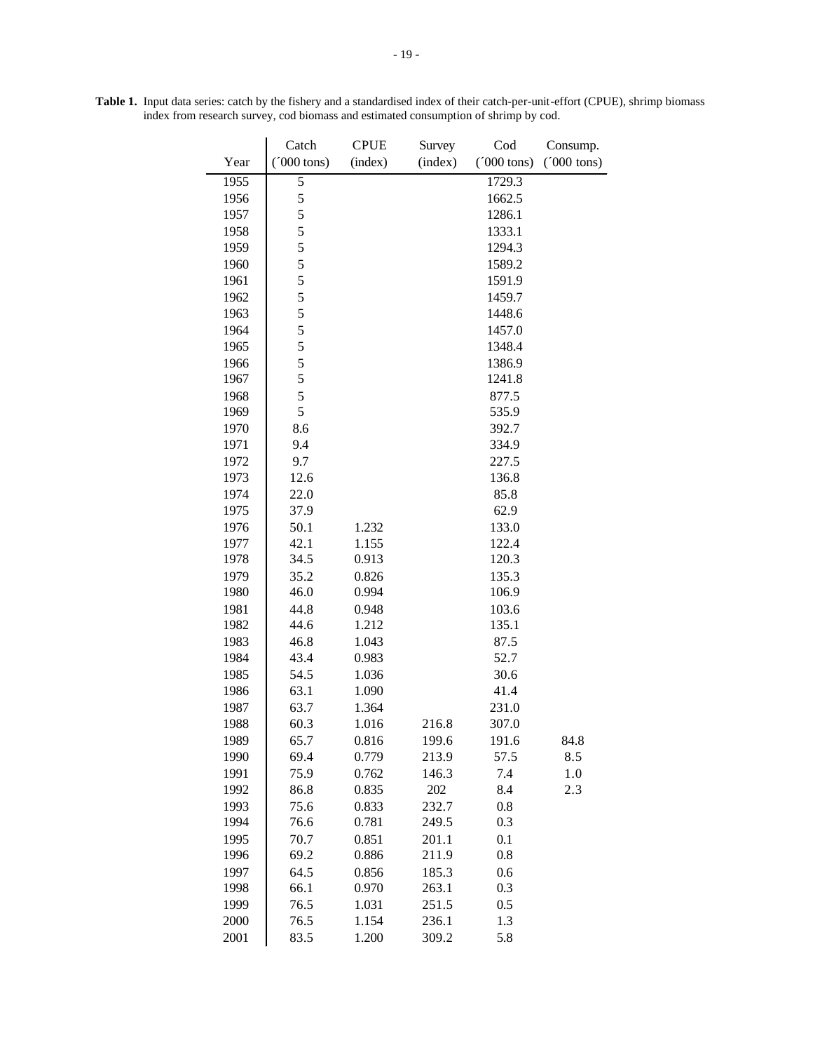**Table 1.** Input data series: catch by the fishery and a standardised index of their catch-per-unit-effort (CPUE), shrimp biomass index from research survey, cod biomass and estimated consumption of shrimp by cod.

| Year | Catch (´000 tons) | CPUE (index) | Survey (index) | Cod (´000 tons) | Consump. (´000 tons) |
|---|---|---|---|---|---|
| 1955 | 5 | | | 1729.3 | |
| 1956 | 5 | | | 1662.5 | |
| 1957 | 5 | | | 1286.1 | |
| 1958 | 5 | | | 1333.1 | |
| 1959 | 5 | | | 1294.3 | |
| 1960 | 5 | | | 1589.2 | |
| 1961 | 5 | | | 1591.9 | |
| 1962 | 5 | | | 1459.7 | |
| 1963 | 5 | | | 1448.6 | |
| 1964 | 5 | | | 1457.0 | |
| 1965 | 5 | | | 1348.4 | |
| 1966 | 5 | | | 1386.9 | |
| 1967 | 5 | | | 1241.8 | |
| 1968 | 5 | | | 877.5 | |
| 1969 | 5 | | | 535.9 | |
| 1970 | 8.6 | | | 392.7 | |
| 1971 | 9.4 | | | 334.9 | |
| 1972 | 9.7 | | | 227.5 | |
| 1973 | 12.6 | | | 136.8 | |
| 1974 | 22.0 | | | 85.8 | |
| 1975 | 37.9 | | | 62.9 | |
| 1976 | 50.1 | 1.232 | | 133.0 | |
| 1977 | 42.1 | 1.155 | | 122.4 | |
| 1978 | 34.5 | 0.913 | | 120.3 | |
| 1979 | 35.2 | 0.826 | | 135.3 | |
| 1980 | 46.0 | 0.994 | | 106.9 | |
| 1981 | 44.8 | 0.948 | | 103.6 | |
| 1982 | 44.6 | 1.212 | | 135.1 | |
| 1983 | 46.8 | 1.043 | | 87.5 | |
| 1984 | 43.4 | 0.983 | | 52.7 | |
| 1985 | 54.5 | 1.036 | | 30.6 | |
| 1986 | 63.1 | 1.090 | | 41.4 | |
| 1987 | 63.7 | 1.364 | | 231.0 | |
| 1988 | 60.3 | 1.016 | 216.8 | 307.0 | |
| 1989 | 65.7 | 0.816 | 199.6 | 191.6 | 84.8 |
| 1990 | 69.4 | 0.779 | 213.9 | 57.5 | 8.5 |
| 1991 | 75.9 | 0.762 | 146.3 | 7.4 | 1.0 |
| 1992 | 86.8 | 0.835 | 202 | 8.4 | 2.3 |
| 1993 | 75.6 | 0.833 | 232.7 | 0.8 | |
| 1994 | 76.6 | 0.781 | 249.5 | 0.3 | |
| 1995 | 70.7 | 0.851 | 201.1 | 0.1 | |
| 1996 | 69.2 | 0.886 | 211.9 | 0.8 | |
| 1997 | 64.5 | 0.856 | 185.3 | 0.6 | |
| 1998 | 66.1 | 0.970 | 263.1 | 0.3 | |
| 1999 | 76.5 | 1.031 | 251.5 | 0.5 | |
| 2000 | 76.5 | 1.154 | 236.1 | 1.3 | |
| 2001 | 83.5 | 1.200 | 309.2 | 5.8 | |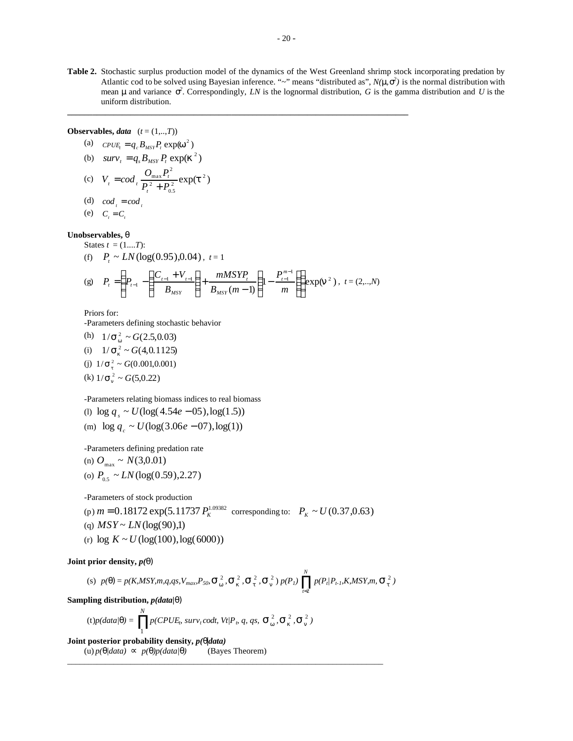**Table 2.** Stochastic surplus production model of the dynamics of the West Greenland shrimp stock incorporating predation by Atlantic cod to be solved using Bayesian inference. "~" means "distributed as", $N(\mu,\sigma^2)$ is the normal distribution with mean $\mu$ and variance $\sigma^2$. Correspondingly, *LN* is the lognormal distribution, *G* is the gamma distribution and *U* is the uniform distribution.

---

**Observables, *data*** $(t = (1,..,T))$

(a) $CPUE_t = q_c B_{MSY} P_t \exp(\omega^2)$

(b) $surv_t = q_s B_{MSY} P_t \exp(\kappa^2)$

(c) $V_t = cod_t \dfrac{O_{max} P_t^2}{P_t^2 + P_{0.5}^2} \exp(\tau^2)$

(d) $cod_t = cod_t$

(e) $C_t = C_t$

**Unobservables, $\theta$**

States $t = (1....T)$:

(f) $P_t \sim LN(\log(0.95), 0.04)$, $t = 1$

(g) $P_t = \left( P_{t-1} - \left( \dfrac{C_{t-1} + V_{t-1}}{B_{MSY}} \right) + \dfrac{mMSYP_t}{B_{MSY}(m-1)} \left( 1 - \dfrac{P_{t-1}^{m-1}}{m} \right) \right) \exp(\nu^2)$, $t = (2,..,N)$

Priors for:

-Parameters defining stochastic behavior

(h) $1/\sigma_\omega^2 \sim G(2.5, 0.03)$

(i) $1/\sigma_\kappa^2 \sim G(4, 0.1125)$

(j) $1/\sigma_\tau^2 \sim G(0.001, 0.001)$

(k) $1/\sigma_\nu^2 \sim G(5, 0.22)$

-Parameters relating biomass indices to real biomass

(l) $\log q_s \sim U(\log(4.54e-05), \log(1.5))$

(m) $\log q_c \sim U(\log(3.06e-07), \log(1))$

-Parameters defining predation rate

(n) $O_{max} \sim N(3, 0.01)$

(o) $P_{0.5} \sim LN(\log(0.59), 2.27)$

-Parameters of stock production

(p) $m = 0.18172 \exp(5.11737 P_K^{1.09382}$ corresponding to: $P_K \sim U(0.37, 0.63)$

(q) $MSY \sim LN(\log(90), 1)$

(r) $\log K \sim U(\log(100), \log(6000))$

**Joint prior density, $p(\theta)$**

(s) $p(\theta) = p(K, MSY, m, q, qs, V_{max}, P_{50}, \sigma_\omega^2, \sigma_\kappa^2, \sigma_\tau^2, \sigma_\nu^2)\, p(P_1) \prod_{t=2}^{N} p(P_t | P_{t-1}, K, MSY, m, \sigma_\tau^2)$

**Sampling distribution, $p(data|\theta)$**

(t) $p(data|\theta) = \prod_{1}^{N} p(CPUE_t, surv_t\, codt, Vt | P_t, q, qs, \sigma_\omega^2, \sigma_\kappa^2, \sigma_\nu^2)$

**Joint posterior probability density, $p(\theta|data)$**

(u) $p(\theta|data) \propto p(\theta) p(data|\theta)$ (Bayes Theorem)

---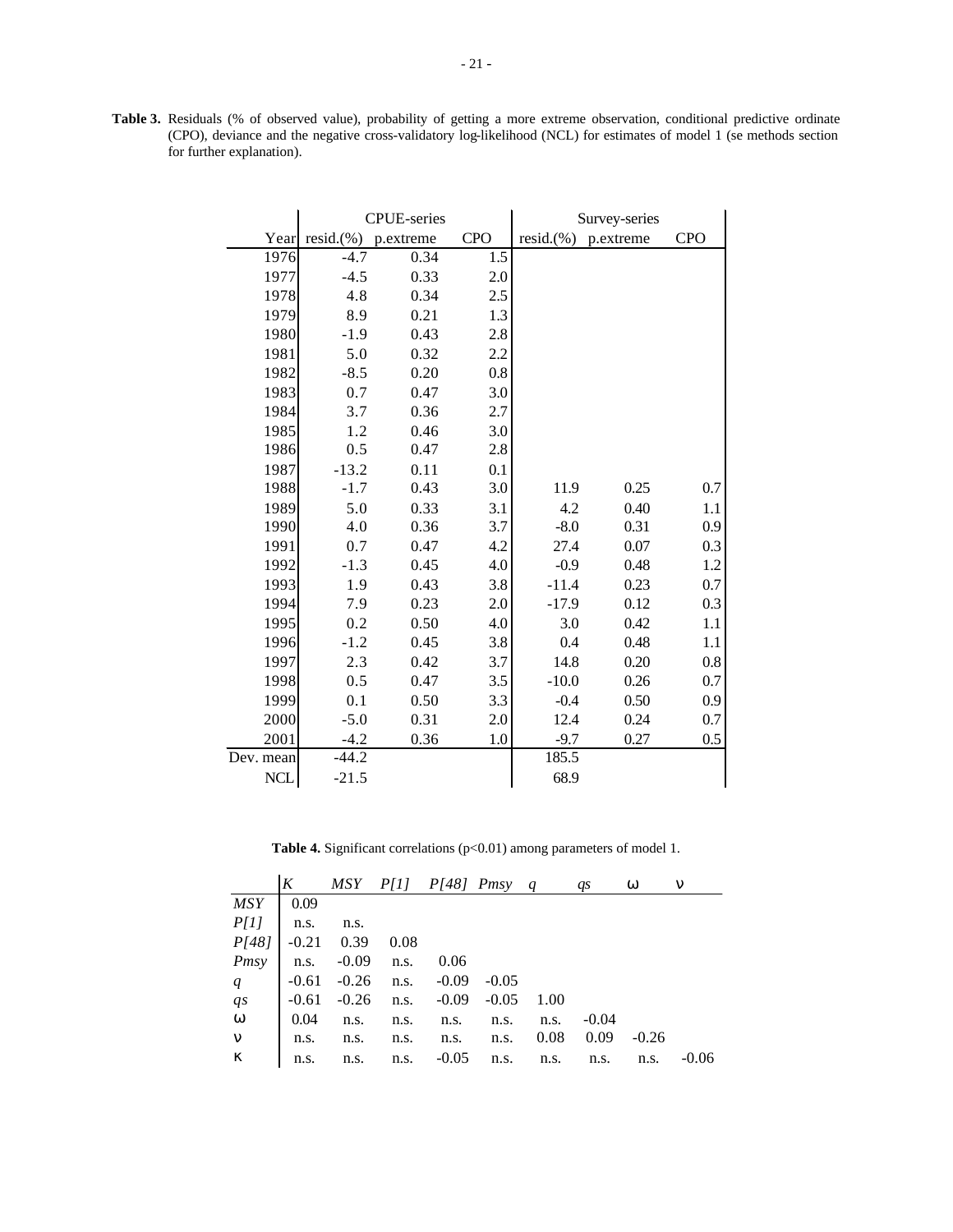**Table 3.** Residuals (% of observed value), probability of getting a more extreme observation, conditional predictive ordinate (CPO), deviance and the negative cross-validatory log-likelihood (NCL) for estimates of model 1 (se methods section for further explanation).

| | CPUE-series | | | Survey-series | | |
|---|---|---|---|---|---|---|
| Year | resid.(%) | p.extreme | CPO | resid.(%) | p.extreme | CPO |
| 1976 | -4.7 | 0.34 | 1.5 | | | |
| 1977 | -4.5 | 0.33 | 2.0 | | | |
| 1978 | 4.8 | 0.34 | 2.5 | | | |
| 1979 | 8.9 | 0.21 | 1.3 | | | |
| 1980 | -1.9 | 0.43 | 2.8 | | | |
| 1981 | 5.0 | 0.32 | 2.2 | | | |
| 1982 | -8.5 | 0.20 | 0.8 | | | |
| 1983 | 0.7 | 0.47 | 3.0 | | | |
| 1984 | 3.7 | 0.36 | 2.7 | | | |
| 1985 | 1.2 | 0.46 | 3.0 | | | |
| 1986 | 0.5 | 0.47 | 2.8 | | | |
| 1987 | -13.2 | 0.11 | 0.1 | | | |
| 1988 | -1.7 | 0.43 | 3.0 | 11.9 | 0.25 | 0.7 |
| 1989 | 5.0 | 0.33 | 3.1 | 4.2 | 0.40 | 1.1 |
| 1990 | 4.0 | 0.36 | 3.7 | -8.0 | 0.31 | 0.9 |
| 1991 | 0.7 | 0.47 | 4.2 | 27.4 | 0.07 | 0.3 |
| 1992 | -1.3 | 0.45 | 4.0 | -0.9 | 0.48 | 1.2 |
| 1993 | 1.9 | 0.43 | 3.8 | -11.4 | 0.23 | 0.7 |
| 1994 | 7.9 | 0.23 | 2.0 | -17.9 | 0.12 | 0.3 |
| 1995 | 0.2 | 0.50 | 4.0 | 3.0 | 0.42 | 1.1 |
| 1996 | -1.2 | 0.45 | 3.8 | 0.4 | 0.48 | 1.1 |
| 1997 | 2.3 | 0.42 | 3.7 | 14.8 | 0.20 | 0.8 |
| 1998 | 0.5 | 0.47 | 3.5 | -10.0 | 0.26 | 0.7 |
| 1999 | 0.1 | 0.50 | 3.3 | -0.4 | 0.50 | 0.9 |
| 2000 | -5.0 | 0.31 | 2.0 | 12.4 | 0.24 | 0.7 |
| 2001 | -4.2 | 0.36 | 1.0 | -9.7 | 0.27 | 0.5 |
| Dev. mean | -44.2 | | | 185.5 | | |
| NCL | -21.5 | | | 68.9 | | |

**Table 4.** Significant correlations (p<0.01) among parameters of model 1.

| | $K$ | $MSY$ | $P[1]$ | $P[48]$ | $Pmsy$ | $q$ | $qs$ | $\omega$ | $\nu$ |
|---|---|---|---|---|---|---|---|---|---|
| $MSY$ | 0.09 | | | | | | | | |
| $P[1]$ | n.s. | n.s. | | | | | | | |
| $P[48]$ | -0.21 | 0.39 | 0.08 | | | | | | |
| $Pmsy$ | n.s. | -0.09 | n.s. | 0.06 | | | | | |
| $q$ | -0.61 | -0.26 | n.s. | -0.09 | -0.05 | | | | |
| $qs$ | -0.61 | -0.26 | n.s. | -0.09 | -0.05 | 1.00 | | | |
| $\omega$ | 0.04 | n.s. | n.s. | n.s. | n.s. | n.s. | -0.04 | | |
| $\nu$ | n.s. | n.s. | n.s. | n.s. | n.s. | 0.08 | 0.09 | -0.26 | |
| $\kappa$ | n.s. | n.s. | n.s. | -0.05 | n.s. | n.s. | n.s. | n.s. | -0.06 |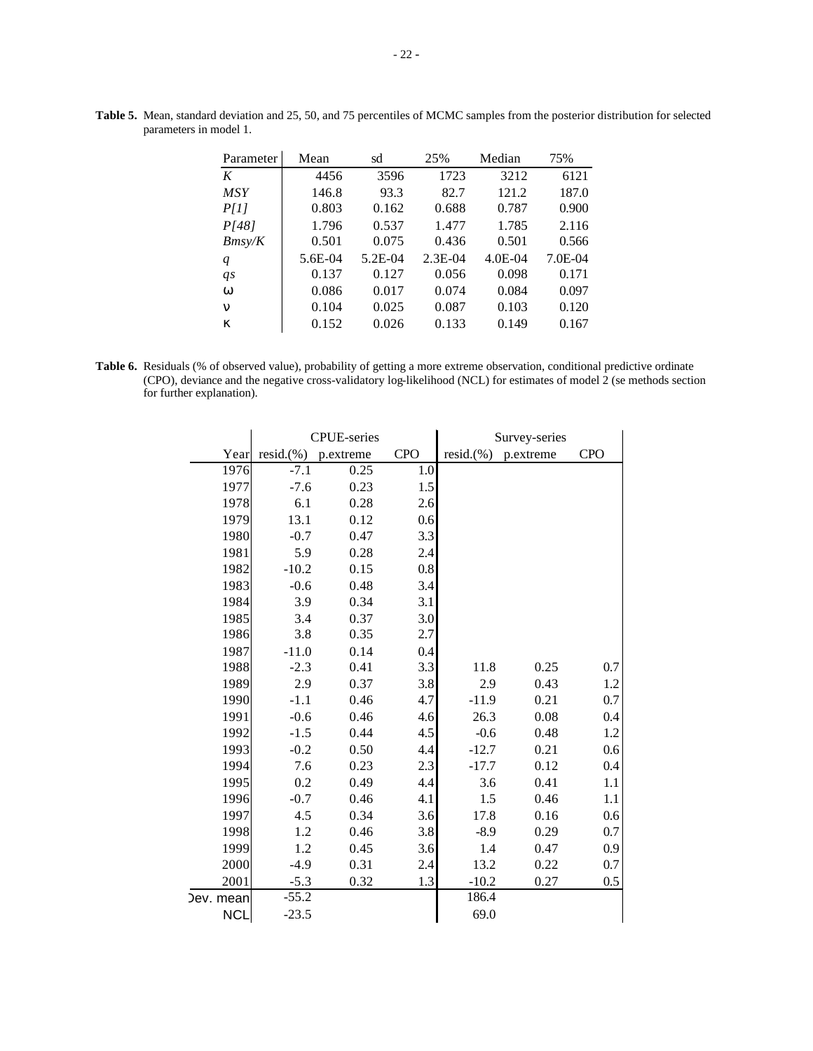**Table 5.** Mean, standard deviation and 25, 50, and 75 percentiles of MCMC samples from the posterior distribution for selected parameters in model 1.

| Parameter | Mean | sd | 25% | Median | 75% |
|---|---|---|---|---|---|
| $K$ | 4456 | 3596 | 1723 | 3212 | 6121 |
| $MSY$ | 146.8 | 93.3 | 82.7 | 121.2 | 187.0 |
| $P[1]$ | 0.803 | 0.162 | 0.688 | 0.787 | 0.900 |
| $P[48]$ | 1.796 | 0.537 | 1.477 | 1.785 | 2.116 |
| $Bmsy/K$ | 0.501 | 0.075 | 0.436 | 0.501 | 0.566 |
| $q$ | 5.6E-04 | 5.2E-04 | 2.3E-04 | 4.0E-04 | 7.0E-04 |
| $qs$ | 0.137 | 0.127 | 0.056 | 0.098 | 0.171 |
| $\omega$ | 0.086 | 0.017 | 0.074 | 0.084 | 0.097 |
| $\nu$ | 0.104 | 0.025 | 0.087 | 0.103 | 0.120 |
| $\kappa$ | 0.152 | 0.026 | 0.133 | 0.149 | 0.167 |

**Table 6.** Residuals (% of observed value), probability of getting a more extreme observation, conditional predictive ordinate (CPO), deviance and the negative cross-validatory log-likelihood (NCL) for estimates of model 2 (se methods section for further explanation).

| | CPUE-series | | | Survey-series | | |
|---|---|---|---|---|---|---|
| Year | resid.(%) | p.extreme | CPO | resid.(%) | p.extreme | CPO |
| 1976 | -7.1 | 0.25 | 1.0 | | | |
| 1977 | -7.6 | 0.23 | 1.5 | | | |
| 1978 | 6.1 | 0.28 | 2.6 | | | |
| 1979 | 13.1 | 0.12 | 0.6 | | | |
| 1980 | -0.7 | 0.47 | 3.3 | | | |
| 1981 | 5.9 | 0.28 | 2.4 | | | |
| 1982 | -10.2 | 0.15 | 0.8 | | | |
| 1983 | -0.6 | 0.48 | 3.4 | | | |
| 1984 | 3.9 | 0.34 | 3.1 | | | |
| 1985 | 3.4 | 0.37 | 3.0 | | | |
| 1986 | 3.8 | 0.35 | 2.7 | | | |
| 1987 | -11.0 | 0.14 | 0.4 | | | |
| 1988 | -2.3 | 0.41 | 3.3 | 11.8 | 0.25 | 0.7 |
| 1989 | 2.9 | 0.37 | 3.8 | 2.9 | 0.43 | 1.2 |
| 1990 | -1.1 | 0.46 | 4.7 | -11.9 | 0.21 | 0.7 |
| 1991 | -0.6 | 0.46 | 4.6 | 26.3 | 0.08 | 0.4 |
| 1992 | -1.5 | 0.44 | 4.5 | -0.6 | 0.48 | 1.2 |
| 1993 | -0.2 | 0.50 | 4.4 | -12.7 | 0.21 | 0.6 |
| 1994 | 7.6 | 0.23 | 2.3 | -17.7 | 0.12 | 0.4 |
| 1995 | 0.2 | 0.49 | 4.4 | 3.6 | 0.41 | 1.1 |
| 1996 | -0.7 | 0.46 | 4.1 | 1.5 | 0.46 | 1.1 |
| 1997 | 4.5 | 0.34 | 3.6 | 17.8 | 0.16 | 0.6 |
| 1998 | 1.2 | 0.46 | 3.8 | -8.9 | 0.29 | 0.7 |
| 1999 | 1.2 | 0.45 | 3.6 | 1.4 | 0.47 | 0.9 |
| 2000 | -4.9 | 0.31 | 2.4 | 13.2 | 0.22 | 0.7 |
| 2001 | -5.3 | 0.32 | 1.3 | -10.2 | 0.27 | 0.5 |
| Dev. mean | -55.2 | | | 186.4 | | |
| NCL | -23.5 | | | 69.0 | | |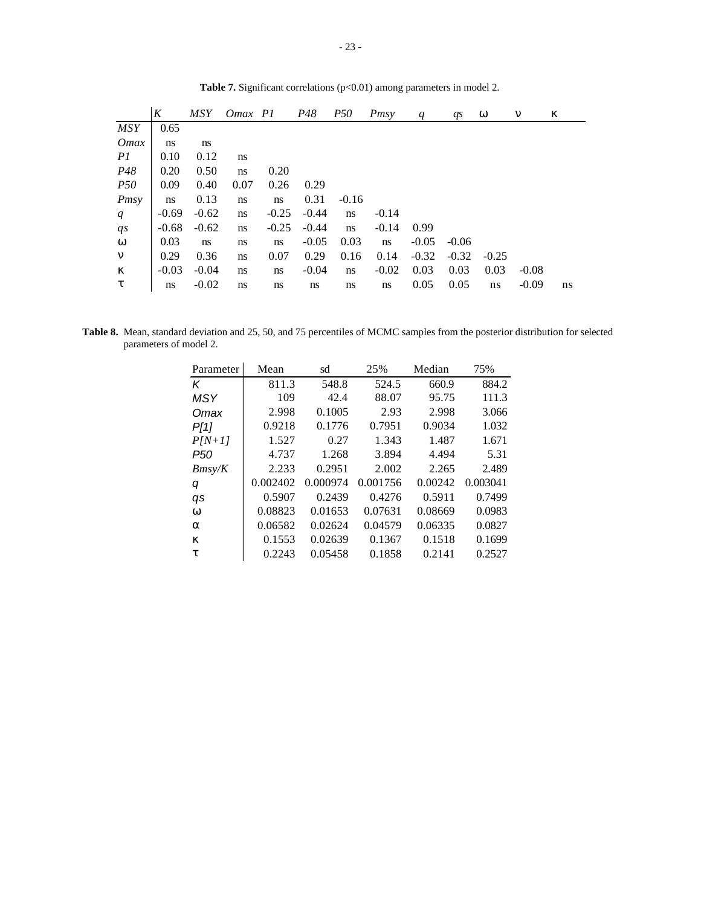**Table 7.** Significant correlations (p<0.01) among parameters in model 2.

| | *K* | *MSY* | *Omax* | *P1* | *P48* | *P50* | *Pmsy* | *q* | *qs* | ω | ν | κ |
|---|---|---|---|---|---|---|---|---|---|---|---|---|
| *MSY* | 0.65 | | | | | | | | | | | |
| *Omax* | ns | ns | | | | | | | | | | |
| *P1* | 0.10 | 0.12 | ns | | | | | | | | | |
| *P48* | 0.20 | 0.50 | ns | 0.20 | | | | | | | | |
| *P50* | 0.09 | 0.40 | 0.07 | 0.26 | 0.29 | | | | | | | |
| *Pmsy* | ns | 0.13 | ns | ns | 0.31 | -0.16 | | | | | | |
| *q* | -0.69 | -0.62 | ns | -0.25 | -0.44 | ns | -0.14 | | | | | |
| *qs* | -0.68 | -0.62 | ns | -0.25 | -0.44 | ns | -0.14 | 0.99 | | | | |
| ω | 0.03 | ns | ns | ns | -0.05 | 0.03 | ns | -0.05 | -0.06 | | | |
| ν | 0.29 | 0.36 | ns | 0.07 | 0.29 | 0.16 | 0.14 | -0.32 | -0.32 | -0.25 | | |
| κ | -0.03 | -0.04 | ns | ns | -0.04 | ns | -0.02 | 0.03 | 0.03 | 0.03 | -0.08 | |
| τ | ns | -0.02 | ns | ns | ns | ns | ns | 0.05 | 0.05 | ns | -0.09 | ns |

**Table 8.** Mean, standard deviation and 25, 50, and 75 percentiles of MCMC samples from the posterior distribution for selected parameters of model 2.

| Parameter | Mean | sd | 25% | Median | 75% |
|---|---|---|---|---|---|
| *K* | 811.3 | 548.8 | 524.5 | 660.9 | 884.2 |
| *MSY* | 109 | 42.4 | 88.07 | 95.75 | 111.3 |
| *Omax* | 2.998 | 0.1005 | 2.93 | 2.998 | 3.066 |
| *P[1]* | 0.9218 | 0.1776 | 0.7951 | 0.9034 | 1.032 |
| *P[N+1]* | 1.527 | 0.27 | 1.343 | 1.487 | 1.671 |
| *P50* | 4.737 | 1.268 | 3.894 | 4.494 | 5.31 |
| *Bmsy/K* | 2.233 | 0.2951 | 2.002 | 2.265 | 2.489 |
| *q* | 0.002402 | 0.000974 | 0.001756 | 0.00242 | 0.003041 |
| *qs* | 0.5907 | 0.2439 | 0.4276 | 0.5911 | 0.7499 |
| ω | 0.08823 | 0.01653 | 0.07631 | 0.08669 | 0.0983 |
| α | 0.06582 | 0.02624 | 0.04579 | 0.06335 | 0.0827 |
| κ | 0.1553 | 0.02639 | 0.1367 | 0.1518 | 0.1699 |
| τ | 0.2243 | 0.05458 | 0.1858 | 0.2141 | 0.2527 |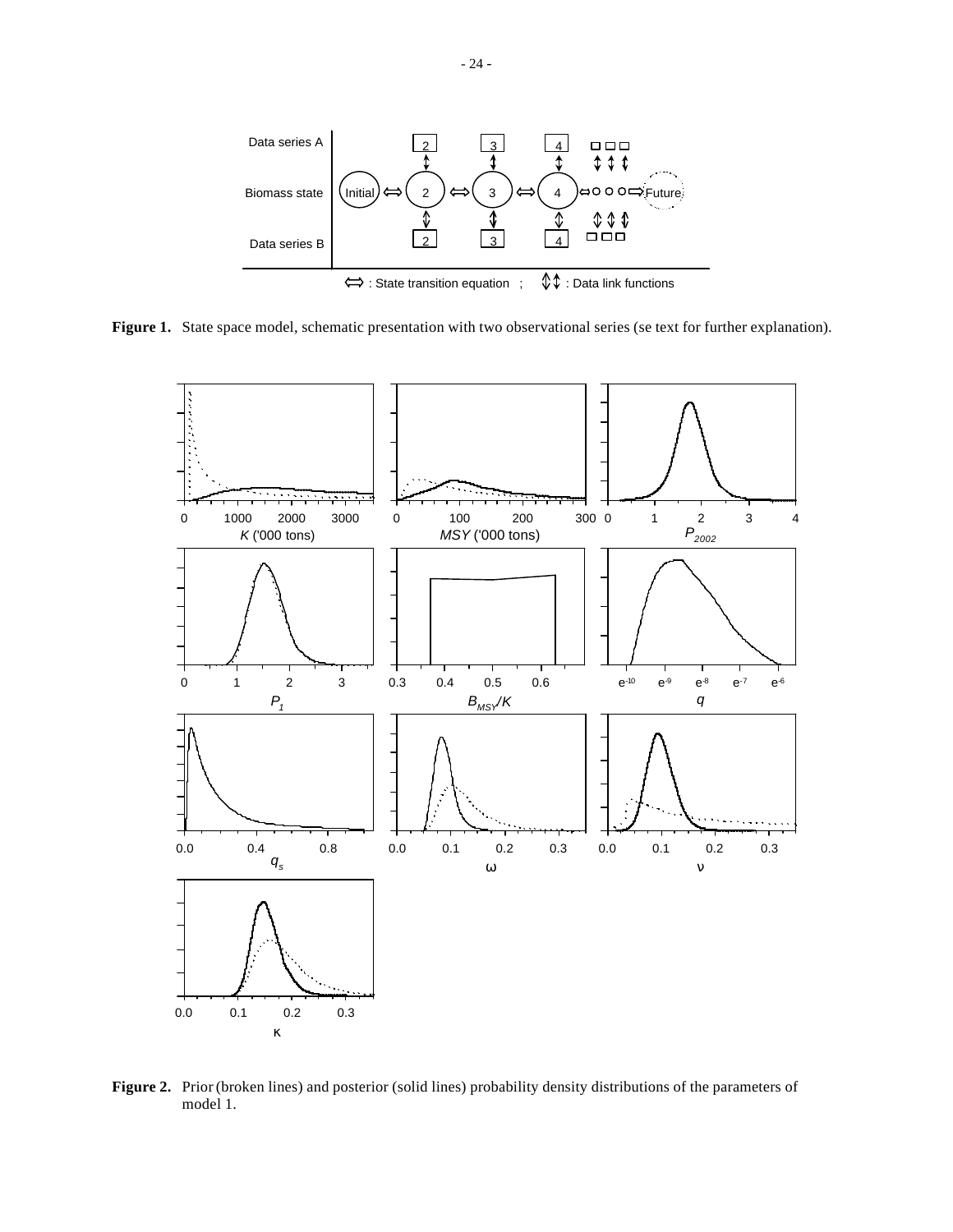**Figure 1.** State space model, schematic presentation with two observational series (se text for further explanation).

**Figure 2.** Prior (broken lines) and posterior (solid lines) probability density distributions of the parameters of model 1.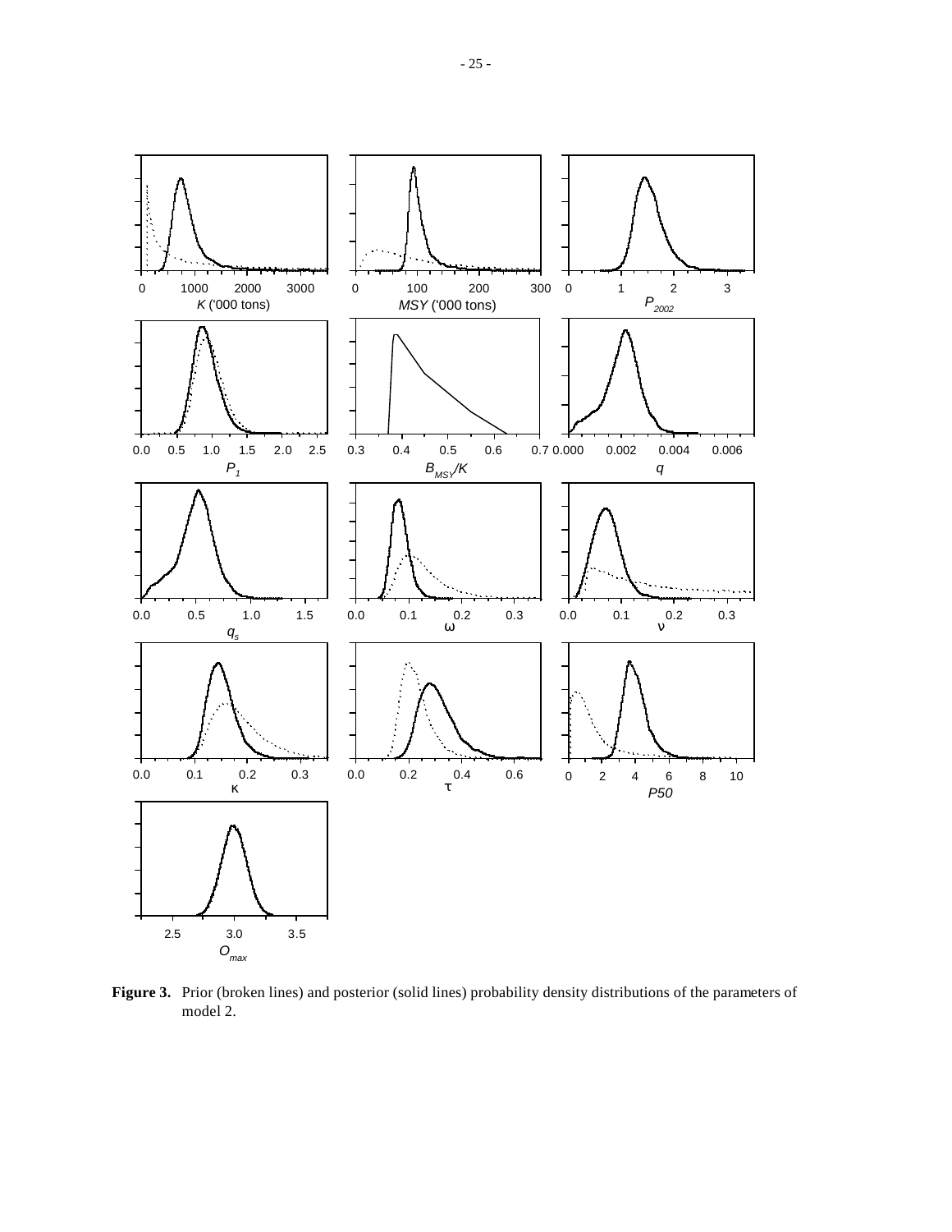**Figure 3.** Prior (broken lines) and posterior (solid lines) probability density distributions of the parameters of model 2.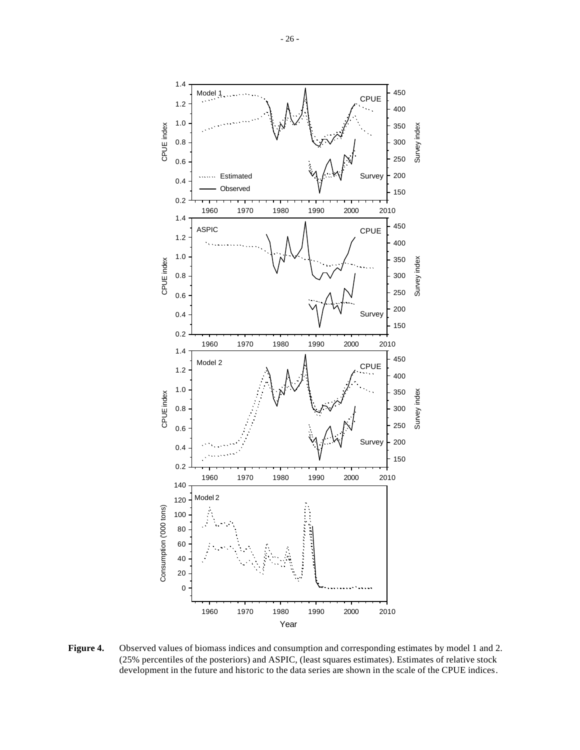**Figure 4.** Observed values of biomass indices and consumption and corresponding estimates by model 1 and 2. (25% percentiles of the posteriors) and ASPIC, (least squares estimates). Estimates of relative stock development in the future and historic to the data series are shown in the scale of the CPUE indices.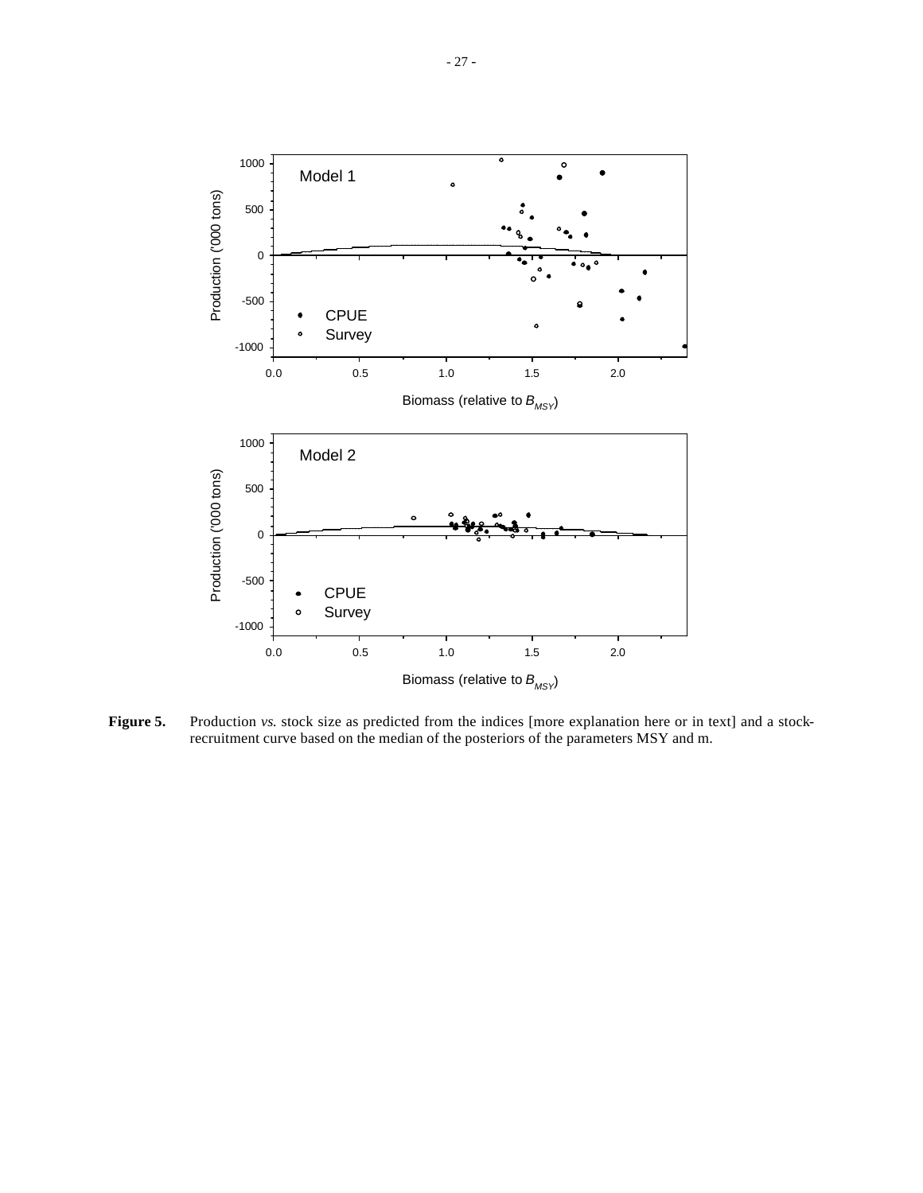**Figure 5.** Production *vs.* stock size as predicted from the indices [more explanation here or in text] and a stock-recruitment curve based on the median of the posteriors of the parameters MSY and m.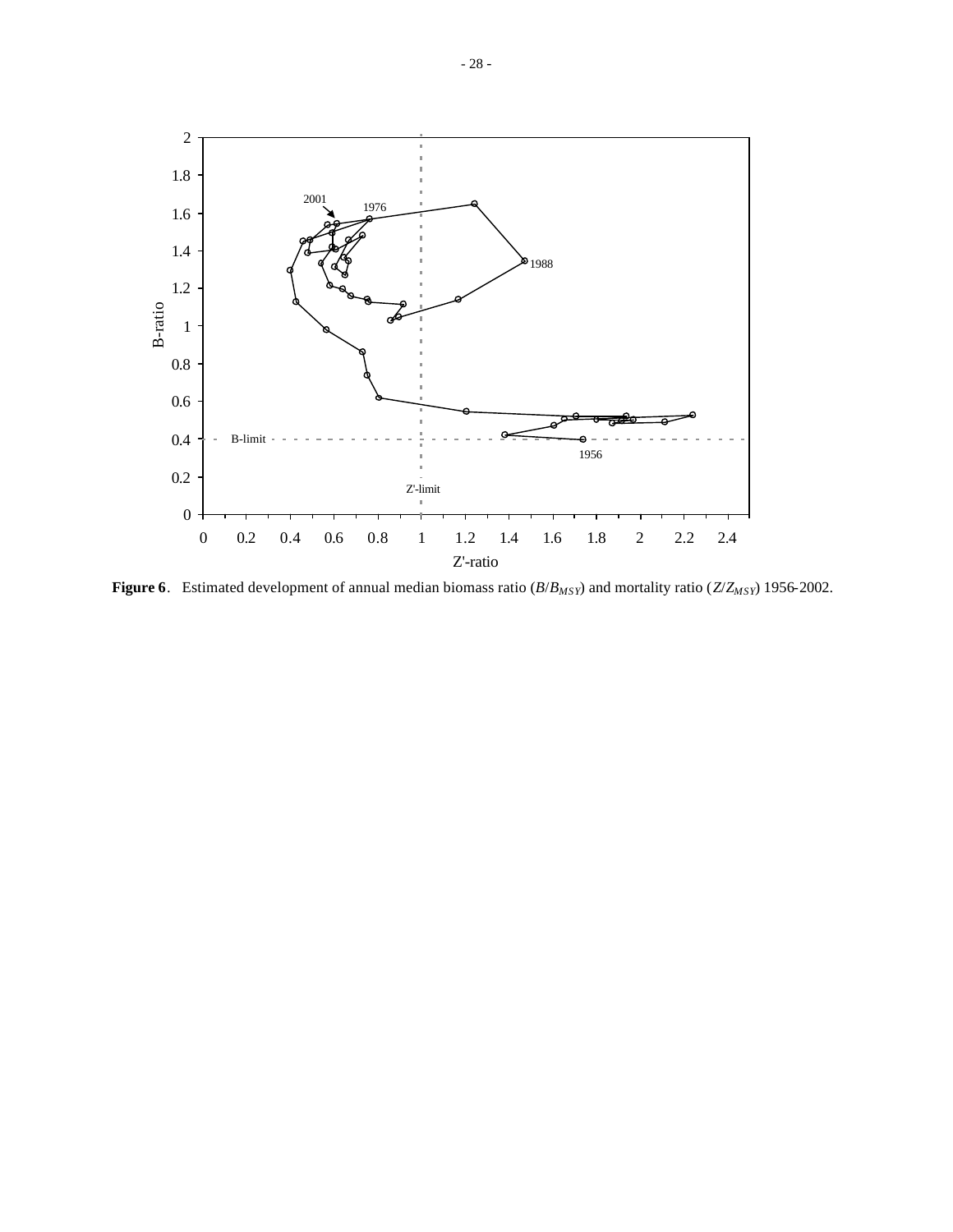2
1.8
1.6
1.4
1.2
1
0.8
0.6
0.4
0.2
0

B-ratio

2001
1976
1988
B-limit
1956
Z'-limit

0
0.2
0.4
0.6
0.8
1
1.2
1.4
1.6
1.8
2
2.2
2.4

Z'-ratio

**Figure 6**. Estimated development of annual median biomass ratio ($B/B_{MSY}$) and mortality ratio ($Z/Z_{MSY}$) 1956-2002.